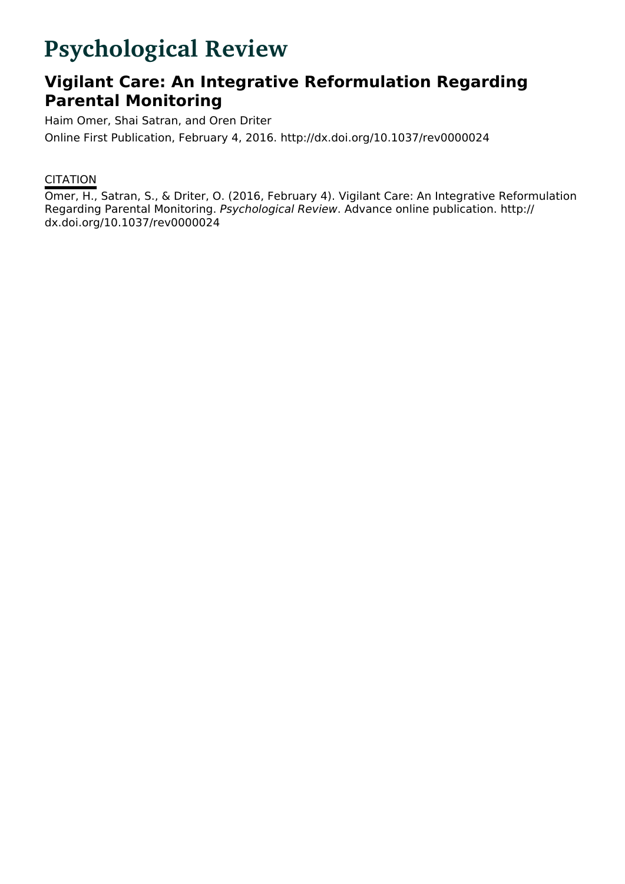# Psychological Review

## Vigilant Care: An Integrative Reformulation Regarding Parental Monitoring

Haim Omer, Shai Satran, and Oren Driter

Online First Publication, February 4, 2016. http://dx.doi.org/10.1037/rev0000024

CITATION

Omer, H., Satran, S., & Driter, O. (2016, February 4). Vigilant Care: An Integrative Reformulation Regarding Parental Monitoring. *Psychological Review*. Advance online publication. http://dx.doi.org/10.1037/rev0000024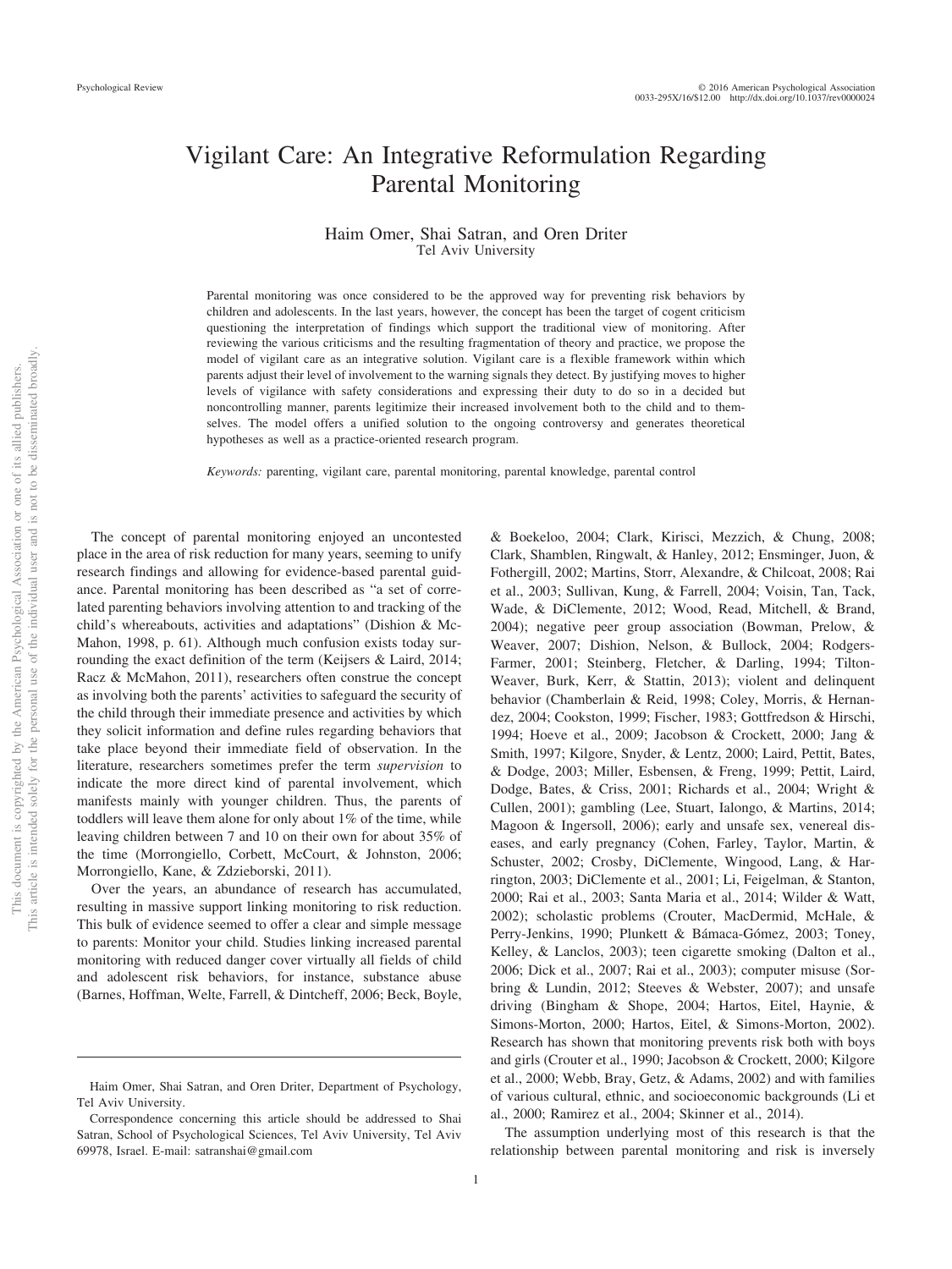# Vigilant Care: An Integrative Reformulation Regarding Parental Monitoring

Haim Omer, Shai Satran, and Oren Driter
Tel Aviv University

Parental monitoring was once considered to be the approved way for preventing risk behaviors by children and adolescents. In the last years, however, the concept has been the target of cogent criticism questioning the interpretation of findings which support the traditional view of monitoring. After reviewing the various criticisms and the resulting fragmentation of theory and practice, we propose the model of vigilant care as an integrative solution. Vigilant care is a flexible framework within which parents adjust their level of involvement to the warning signals they detect. By justifying moves to higher levels of vigilance with safety considerations and expressing their duty to do so in a decided but noncontrolling manner, parents legitimize their increased involvement both to the child and to themselves. The model offers a unified solution to the ongoing controversy and generates theoretical hypotheses as well as a practice-oriented research program.

*Keywords:* parenting, vigilant care, parental monitoring, parental knowledge, parental control

The concept of parental monitoring enjoyed an uncontested place in the area of risk reduction for many years, seeming to unify research findings and allowing for evidence-based parental guidance. Parental monitoring has been described as "a set of correlated parenting behaviors involving attention to and tracking of the child's whereabouts, activities and adaptations" (Dishion & McMahon, 1998, p. 61). Although much confusion exists today surrounding the exact definition of the term (Keijsers & Laird, 2014; Racz & McMahon, 2011), researchers often construe the concept as involving both the parents' activities to safeguard the security of the child through their immediate presence and activities by which they solicit information and define rules regarding behaviors that take place beyond their immediate field of observation. In the literature, researchers sometimes prefer the term *supervision* to indicate the more direct kind of parental involvement, which manifests mainly with younger children. Thus, the parents of toddlers will leave them alone for only about 1% of the time, while leaving children between 7 and 10 on their own for about 35% of the time (Morrongiello, Corbett, McCourt, & Johnston, 2006; Morrongiello, Kane, & Zdzieborski, 2011).

Over the years, an abundance of research has accumulated, resulting in massive support linking monitoring to risk reduction. This bulk of evidence seemed to offer a clear and simple message to parents: Monitor your child. Studies linking increased parental monitoring with reduced danger cover virtually all fields of child and adolescent risk behaviors, for instance, substance abuse (Barnes, Hoffman, Welte, Farrell, & Dintcheff, 2006; Beck, Boyle, & Boekeloo, 2004; Clark, Kirisci, Mezzich, & Chung, 2008; Clark, Shamblen, Ringwalt, & Hanley, 2012; Ensminger, Juon, & Fothergill, 2002; Martins, Storr, Alexandre, & Chilcoat, 2008; Rai et al., 2003; Sullivan, Kung, & Farrell, 2004; Voisin, Tan, Tack, Wade, & DiClemente, 2012; Wood, Read, Mitchell, & Brand, 2004); negative peer group association (Bowman, Prelow, & Weaver, 2007; Dishion, Nelson, & Bullock, 2004; Rodgers-Farmer, 2001; Steinberg, Fletcher, & Darling, 1994; Tilton-Weaver, Burk, Kerr, & Stattin, 2013); violent and delinquent behavior (Chamberlain & Reid, 1998; Coley, Morris, & Hernandez, 2004; Cookston, 1999; Fischer, 1983; Gottfredson & Hirschi, 1994; Hoeve et al., 2009; Jacobson & Crockett, 2000; Jang & Smith, 1997; Kilgore, Snyder, & Lentz, 2000; Laird, Pettit, Bates, & Dodge, 2003; Miller, Esbensen, & Freng, 1999; Pettit, Laird, Dodge, Bates, & Criss, 2001; Richards et al., 2004; Wright & Cullen, 2001); gambling (Lee, Stuart, Ialongo, & Martins, 2014; Magoon & Ingersoll, 2006); early and unsafe sex, venereal diseases, and early pregnancy (Cohen, Farley, Taylor, Martin, & Schuster, 2002; Crosby, DiClemente, Wingood, Lang, & Harrington, 2003; DiClemente et al., 2001; Li, Feigelman, & Stanton, 2000; Rai et al., 2003; Santa Maria et al., 2014; Wilder & Watt, 2002); scholastic problems (Crouter, MacDermid, McHale, & Perry-Jenkins, 1990; Plunkett & Bámaca-Gómez, 2003; Toney, Kelley, & Lanclos, 2003); teen cigarette smoking (Dalton et al., 2006; Dick et al., 2007; Rai et al., 2003); computer misuse (Sorbring & Lundin, 2012; Steeves & Webster, 2007); and unsafe driving (Bingham & Shope, 2004; Hartos, Eitel, Haynie, & Simons-Morton, 2000; Hartos, Eitel, & Simons-Morton, 2002). Research has shown that monitoring prevents risk both with boys and girls (Crouter et al., 1990; Jacobson & Crockett, 2000; Kilgore et al., 2000; Webb, Bray, Getz, & Adams, 2002) and with families of various cultural, ethnic, and socioeconomic backgrounds (Li et al., 2000; Ramirez et al., 2004; Skinner et al., 2014).

The assumption underlying most of this research is that the relationship between parental monitoring and risk is inversely

---

Haim Omer, Shai Satran, and Oren Driter, Department of Psychology, Tel Aviv University.

Correspondence concerning this article should be addressed to Shai Satran, School of Psychological Sciences, Tel Aviv University, Tel Aviv 69978, Israel. E-mail: satranshai@gmail.com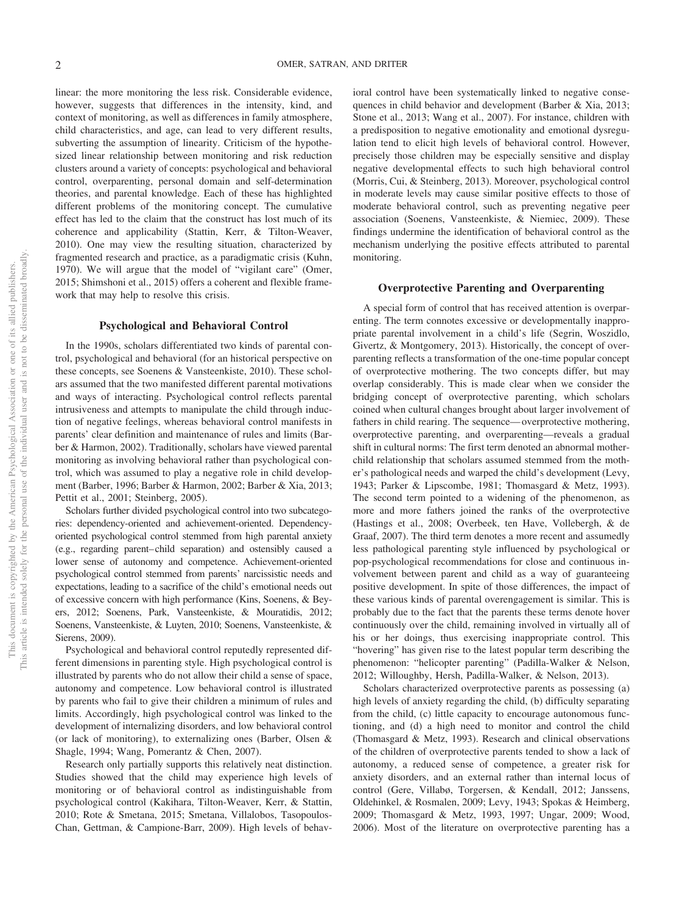linear: the more monitoring the less risk. Considerable evidence, however, suggests that differences in the intensity, kind, and context of monitoring, as well as differences in family atmosphere, child characteristics, and age, can lead to very different results, subverting the assumption of linearity. Criticism of the hypothesized linear relationship between monitoring and risk reduction clusters around a variety of concepts: psychological and behavioral control, overparenting, personal domain and self-determination theories, and parental knowledge. Each of these has highlighted different problems of the monitoring concept. The cumulative effect has led to the claim that the construct has lost much of its coherence and applicability (Stattin, Kerr, & Tilton-Weaver, 2010). One may view the resulting situation, characterized by fragmented research and practice, as a paradigmatic crisis (Kuhn, 1970). We will argue that the model of "vigilant care" (Omer, 2015; Shimshoni et al., 2015) offers a coherent and flexible framework that may help to resolve this crisis.

## Psychological and Behavioral Control

In the 1990s, scholars differentiated two kinds of parental control, psychological and behavioral (for an historical perspective on these concepts, see Soenens & Vansteenkiste, 2010). These scholars assumed that the two manifested different parental motivations and ways of interacting. Psychological control reflects parental intrusiveness and attempts to manipulate the child through induction of negative feelings, whereas behavioral control manifests in parents' clear definition and maintenance of rules and limits (Barber & Harmon, 2002). Traditionally, scholars have viewed parental monitoring as involving behavioral rather than psychological control, which was assumed to play a negative role in child development (Barber, 1996; Barber & Harmon, 2002; Barber & Xia, 2013; Pettit et al., 2001; Steinberg, 2005).

Scholars further divided psychological control into two subcategories: dependency-oriented and achievement-oriented. Dependency-oriented psychological control stemmed from high parental anxiety (e.g., regarding parent–child separation) and ostensibly caused a lower sense of autonomy and competence. Achievement-oriented psychological control stemmed from parents' narcissistic needs and expectations, leading to a sacrifice of the child's emotional needs out of excessive concern with high performance (Kins, Soenens, & Beyers, 2012; Soenens, Park, Vansteenkiste, & Mouratidis, 2012; Soenens, Vansteenkiste, & Luyten, 2010; Soenens, Vansteenkiste, & Sierens, 2009).

Psychological and behavioral control reputedly represented different dimensions in parenting style. High psychological control is illustrated by parents who do not allow their child a sense of space, autonomy and competence. Low behavioral control is illustrated by parents who fail to give their children a minimum of rules and limits. Accordingly, high psychological control was linked to the development of internalizing disorders, and low behavioral control (or lack of monitoring), to externalizing ones (Barber, Olsen & Shagle, 1994; Wang, Pomerantz & Chen, 2007).

Research only partially supports this relatively neat distinction. Studies showed that the child may experience high levels of monitoring or of behavioral control as indistinguishable from psychological control (Kakihara, Tilton-Weaver, Kerr, & Stattin, 2010; Rote & Smetana, 2015; Smetana, Villalobos, Tasopoulos-Chan, Gettman, & Campione-Barr, 2009). High levels of behavioral control have been systematically linked to negative consequences in child behavior and development (Barber & Xia, 2013; Stone et al., 2013; Wang et al., 2007). For instance, children with a predisposition to negative emotionality and emotional dysregulation tend to elicit high levels of behavioral control. However, precisely those children may be especially sensitive and display negative developmental effects to such high behavioral control (Morris, Cui, & Steinberg, 2013). Moreover, psychological control in moderate levels may cause similar positive effects to those of moderate behavioral control, such as preventing negative peer association (Soenens, Vansteenkiste, & Niemiec, 2009). These findings undermine the identification of behavioral control as the mechanism underlying the positive effects attributed to parental monitoring.

## Overprotective Parenting and Overparenting

A special form of control that has received attention is overparenting. The term connotes excessive or developmentally inappropriate parental involvement in a child's life (Segrin, Woszidlo, Givertz, & Montgomery, 2013). Historically, the concept of overparenting reflects a transformation of the one-time popular concept of overprotective mothering. The two concepts differ, but may overlap considerably. This is made clear when we consider the bridging concept of overprotective parenting, which scholars coined when cultural changes brought about larger involvement of fathers in child rearing. The sequence—overprotective mothering, overprotective parenting, and overparenting—reveals a gradual shift in cultural norms: The first term denoted an abnormal mother-child relationship that scholars assumed stemmed from the mother's pathological needs and warped the child's development (Levy, 1943; Parker & Lipscombe, 1981; Thomasgard & Metz, 1993). The second term pointed to a widening of the phenomenon, as more and more fathers joined the ranks of the overprotective (Hastings et al., 2008; Overbeek, ten Have, Vollebergh, & de Graaf, 2007). The third term denotes a more recent and assumedly less pathological parenting style influenced by psychological or pop-psychological recommendations for close and continuous involvement between parent and child as a way of guaranteeing positive development. In spite of those differences, the impact of these various kinds of parental overengagement is similar. This is probably due to the fact that the parents these terms denote hover continuously over the child, remaining involved in virtually all of his or her doings, thus exercising inappropriate control. This "hovering" has given rise to the latest popular term describing the phenomenon: "helicopter parenting" (Padilla-Walker & Nelson, 2012; Willoughby, Hersh, Padilla-Walker, & Nelson, 2013).

Scholars characterized overprotective parents as possessing (a) high levels of anxiety regarding the child, (b) difficulty separating from the child, (c) little capacity to encourage autonomous functioning, and (d) a high need to monitor and control the child (Thomasgard & Metz, 1993). Research and clinical observations of the children of overprotective parents tended to show a lack of autonomy, a reduced sense of competence, a greater risk for anxiety disorders, and an external rather than internal locus of control (Gere, Villabø, Torgersen, & Kendall, 2012; Janssens, Oldehinkel, & Rosmalen, 2009; Levy, 1943; Spokas & Heimberg, 2009; Thomasgard & Metz, 1993, 1997; Ungar, 2009; Wood, 2006). Most of the literature on overprotective parenting has a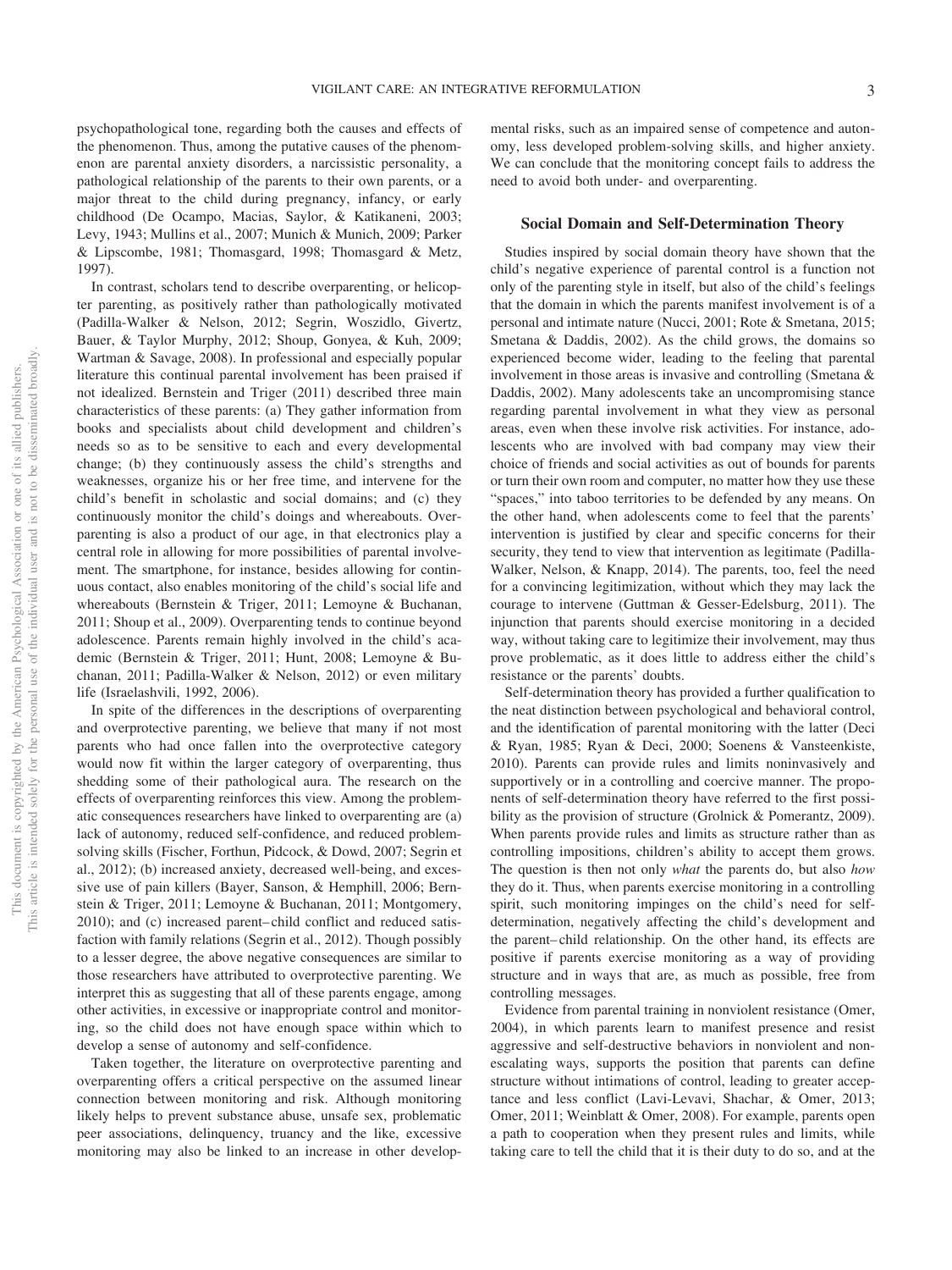psychopathological tone, regarding both the causes and effects of the phenomenon. Thus, among the putative causes of the phenomenon are parental anxiety disorders, a narcissistic personality, a pathological relationship of the parents to their own parents, or a major threat to the child during pregnancy, infancy, or early childhood (De Ocampo, Macias, Saylor, & Katikaneni, 2003; Levy, 1943; Mullins et al., 2007; Munich & Munich, 2009; Parker & Lipscombe, 1981; Thomasgard, 1998; Thomasgard & Metz, 1997).

In contrast, scholars tend to describe overparenting, or helicopter parenting, as positively rather than pathologically motivated (Padilla-Walker & Nelson, 2012; Segrin, Woszidlo, Givertz, Bauer, & Taylor Murphy, 2012; Shoup, Gonyea, & Kuh, 2009; Wartman & Savage, 2008). In professional and especially popular literature this continual parental involvement has been praised if not idealized. Bernstein and Triger (2011) described three main characteristics of these parents: (a) They gather information from books and specialists about child development and children's needs so as to be sensitive to each and every developmental change; (b) they continuously assess the child's strengths and weaknesses, organize his or her free time, and intervene for the child's benefit in scholastic and social domains; and (c) they continuously monitor the child's doings and whereabouts. Overparenting is also a product of our age, in that electronics play a central role in allowing for more possibilities of parental involvement. The smartphone, for instance, besides allowing for continuous contact, also enables monitoring of the child's social life and whereabouts (Bernstein & Triger, 2011; Lemoyne & Buchanan, 2011; Shoup et al., 2009). Overparenting tends to continue beyond adolescence. Parents remain highly involved in the child's academic (Bernstein & Triger, 2011; Hunt, 2008; Lemoyne & Buchanan, 2011; Padilla-Walker & Nelson, 2012) or even military life (Israelashvili, 1992, 2006).

In spite of the differences in the descriptions of overparenting and overprotective parenting, we believe that many if not most parents who had once fallen into the overprotective category would now fit within the larger category of overparenting, thus shedding some of their pathological aura. The research on the effects of overparenting reinforces this view. Among the problematic consequences researchers have linked to overparenting are (a) lack of autonomy, reduced self-confidence, and reduced problem-solving skills (Fischer, Forthun, Pidcock, & Dowd, 2007; Segrin et al., 2012); (b) increased anxiety, decreased well-being, and excessive use of pain killers (Bayer, Sanson, & Hemphill, 2006; Bernstein & Triger, 2011; Lemoyne & Buchanan, 2011; Montgomery, 2010); and (c) increased parent–child conflict and reduced satisfaction with family relations (Segrin et al., 2012). Though possibly to a lesser degree, the above negative consequences are similar to those researchers have attributed to overprotective parenting. We interpret this as suggesting that all of these parents engage, among other activities, in excessive or inappropriate control and monitoring, so the child does not have enough space within which to develop a sense of autonomy and self-confidence.

Taken together, the literature on overprotective parenting and overparenting offers a critical perspective on the assumed linear connection between monitoring and risk. Although monitoring likely helps to prevent substance abuse, unsafe sex, problematic peer associations, delinquency, truancy and the like, excessive monitoring may also be linked to an increase in other developmental risks, such as an impaired sense of competence and autonomy, less developed problem-solving skills, and higher anxiety. We can conclude that the monitoring concept fails to address the need to avoid both under- and overparenting.

## Social Domain and Self-Determination Theory

Studies inspired by social domain theory have shown that the child's negative experience of parental control is a function not only of the parenting style in itself, but also of the child's feelings that the domain in which the parents manifest involvement is of a personal and intimate nature (Nucci, 2001; Rote & Smetana, 2015; Smetana & Daddis, 2002). As the child grows, the domains so experienced become wider, leading to the feeling that parental involvement in those areas is invasive and controlling (Smetana & Daddis, 2002). Many adolescents take an uncompromising stance regarding parental involvement in what they view as personal areas, even when these involve risk activities. For instance, adolescents who are involved with bad company may view their choice of friends and social activities as out of bounds for parents or turn their own room and computer, no matter how they use these "spaces," into taboo territories to be defended by any means. On the other hand, when adolescents come to feel that the parents' intervention is justified by clear and specific concerns for their security, they tend to view that intervention as legitimate (Padilla-Walker, Nelson, & Knapp, 2014). The parents, too, feel the need for a convincing legitimization, without which they may lack the courage to intervene (Guttman & Gesser-Edelsburg, 2011). The injunction that parents should exercise monitoring in a decided way, without taking care to legitimize their involvement, may thus prove problematic, as it does little to address either the child's resistance or the parents' doubts.

Self-determination theory has provided a further qualification to the neat distinction between psychological and behavioral control, and the identification of parental monitoring with the latter (Deci & Ryan, 1985; Ryan & Deci, 2000; Soenens & Vansteenkiste, 2010). Parents can provide rules and limits noninvasively and supportively or in a controlling and coercive manner. The proponents of self-determination theory have referred to the first possibility as the provision of structure (Grolnick & Pomerantz, 2009). When parents provide rules and limits as structure rather than as controlling impositions, children's ability to accept them grows. The question is then not only *what* the parents do, but also *how* they do it. Thus, when parents exercise monitoring in a controlling spirit, such monitoring impinges on the child's need for self-determination, negatively affecting the child's development and the parent–child relationship. On the other hand, its effects are positive if parents exercise monitoring as a way of providing structure and in ways that are, as much as possible, free from controlling messages.

Evidence from parental training in nonviolent resistance (Omer, 2004), in which parents learn to manifest presence and resist aggressive and self-destructive behaviors in nonviolent and non-escalating ways, supports the position that parents can define structure without intimations of control, leading to greater acceptance and less conflict (Lavi-Levavi, Shachar, & Omer, 2013; Omer, 2011; Weinblatt & Omer, 2008). For example, parents open a path to cooperation when they present rules and limits, while taking care to tell the child that it is their duty to do so, and at the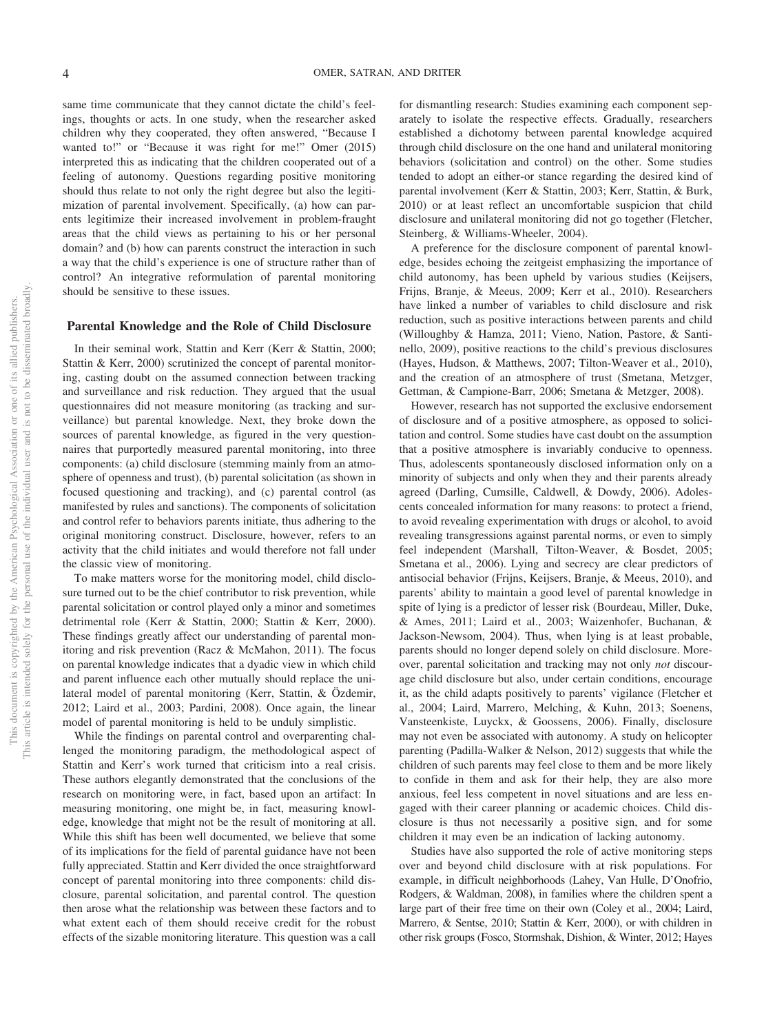same time communicate that they cannot dictate the child's feelings, thoughts or acts. In one study, when the researcher asked children why they cooperated, they often answered, "Because I wanted to!" or "Because it was right for me!" Omer (2015) interpreted this as indicating that the children cooperated out of a feeling of autonomy. Questions regarding positive monitoring should thus relate to not only the right degree but also the legitimization of parental involvement. Specifically, (a) how can parents legitimize their increased involvement in problem-fraught areas that the child views as pertaining to his or her personal domain? and (b) how can parents construct the interaction in such a way that the child's experience is one of structure rather than of control? An integrative reformulation of parental monitoring should be sensitive to these issues.

## Parental Knowledge and the Role of Child Disclosure

In their seminal work, Stattin and Kerr (Kerr & Stattin, 2000; Stattin & Kerr, 2000) scrutinized the concept of parental monitoring, casting doubt on the assumed connection between tracking and surveillance and risk reduction. They argued that the usual questionnaires did not measure monitoring (as tracking and surveillance) but parental knowledge. Next, they broke down the sources of parental knowledge, as figured in the very questionnaires that purportedly measured parental monitoring, into three components: (a) child disclosure (stemming mainly from an atmosphere of openness and trust), (b) parental solicitation (as shown in focused questioning and tracking), and (c) parental control (as manifested by rules and sanctions). The components of solicitation and control refer to behaviors parents initiate, thus adhering to the original monitoring construct. Disclosure, however, refers to an activity that the child initiates and would therefore not fall under the classic view of monitoring.

To make matters worse for the monitoring model, child disclosure turned out to be the chief contributor to risk prevention, while parental solicitation or control played only a minor and sometimes detrimental role (Kerr & Stattin, 2000; Stattin & Kerr, 2000). These findings greatly affect our understanding of parental monitoring and risk prevention (Racz & McMahon, 2011). The focus on parental knowledge indicates that a dyadic view in which child and parent influence each other mutually should replace the unilateral model of parental monitoring (Kerr, Stattin, & Özdemir, 2012; Laird et al., 2003; Pardini, 2008). Once again, the linear model of parental monitoring is held to be unduly simplistic.

While the findings on parental control and overparenting challenged the monitoring paradigm, the methodological aspect of Stattin and Kerr's work turned that criticism into a real crisis. These authors elegantly demonstrated that the conclusions of the research on monitoring were, in fact, based upon an artifact: In measuring monitoring, one might be, in fact, measuring knowledge, knowledge that might not be the result of monitoring at all. While this shift has been well documented, we believe that some of its implications for the field of parental guidance have not been fully appreciated. Stattin and Kerr divided the once straightforward concept of parental monitoring into three components: child disclosure, parental solicitation, and parental control. The question then arose what the relationship was between these factors and to what extent each of them should receive credit for the robust effects of the sizable monitoring literature. This question was a call for dismantling research: Studies examining each component separately to isolate the respective effects. Gradually, researchers established a dichotomy between parental knowledge acquired through child disclosure on the one hand and unilateral monitoring behaviors (solicitation and control) on the other. Some studies tended to adopt an either-or stance regarding the desired kind of parental involvement (Kerr & Stattin, 2003; Kerr, Stattin, & Burk, 2010) or at least reflect an uncomfortable suspicion that child disclosure and unilateral monitoring did not go together (Fletcher, Steinberg, & Williams-Wheeler, 2004).

A preference for the disclosure component of parental knowledge, besides echoing the zeitgeist emphasizing the importance of child autonomy, has been upheld by various studies (Keijsers, Frijns, Branje, & Meeus, 2009; Kerr et al., 2010). Researchers have linked a number of variables to child disclosure and risk reduction, such as positive interactions between parents and child (Willoughby & Hamza, 2011; Vieno, Nation, Pastore, & Santinello, 2009), positive reactions to the child's previous disclosures (Hayes, Hudson, & Matthews, 2007; Tilton-Weaver et al., 2010), and the creation of an atmosphere of trust (Smetana, Metzger, Gettman, & Campione-Barr, 2006; Smetana & Metzger, 2008).

However, research has not supported the exclusive endorsement of disclosure and of a positive atmosphere, as opposed to solicitation and control. Some studies have cast doubt on the assumption that a positive atmosphere is invariably conducive to openness. Thus, adolescents spontaneously disclosed information only on a minority of subjects and only when they and their parents already agreed (Darling, Cumsille, Caldwell, & Dowdy, 2006). Adolescents concealed information for many reasons: to protect a friend, to avoid revealing experimentation with drugs or alcohol, to avoid revealing transgressions against parental norms, or even to simply feel independent (Marshall, Tilton-Weaver, & Bosdet, 2005; Smetana et al., 2006). Lying and secrecy are clear predictors of antisocial behavior (Frijns, Keijsers, Branje, & Meeus, 2010), and parents' ability to maintain a good level of parental knowledge in spite of lying is a predictor of lesser risk (Bourdeau, Miller, Duke, & Ames, 2011; Laird et al., 2003; Waizenhofer, Buchanan, & Jackson-Newsom, 2004). Thus, when lying is at least probable, parents should no longer depend solely on child disclosure. Moreover, parental solicitation and tracking may not only *not* discourage child disclosure but also, under certain conditions, encourage it, as the child adapts positively to parents' vigilance (Fletcher et al., 2004; Laird, Marrero, Melching, & Kuhn, 2013; Soenens, Vansteenkiste, Luyckx, & Goossens, 2006). Finally, disclosure may not even be associated with autonomy. A study on helicopter parenting (Padilla-Walker & Nelson, 2012) suggests that while the children of such parents may feel close to them and be more likely to confide in them and ask for their help, they are also more anxious, feel less competent in novel situations and are less engaged with their career planning or academic choices. Child disclosure is thus not necessarily a positive sign, and for some children it may even be an indication of lacking autonomy.

Studies have also supported the role of active monitoring steps over and beyond child disclosure with at risk populations. For example, in difficult neighborhoods (Lahey, Van Hulle, D'Onofrio, Rodgers, & Waldman, 2008), in families where the children spent a large part of their free time on their own (Coley et al., 2004; Laird, Marrero, & Sentse, 2010; Stattin & Kerr, 2000), or with children in other risk groups (Fosco, Stormshak, Dishion, & Winter, 2012; Hayes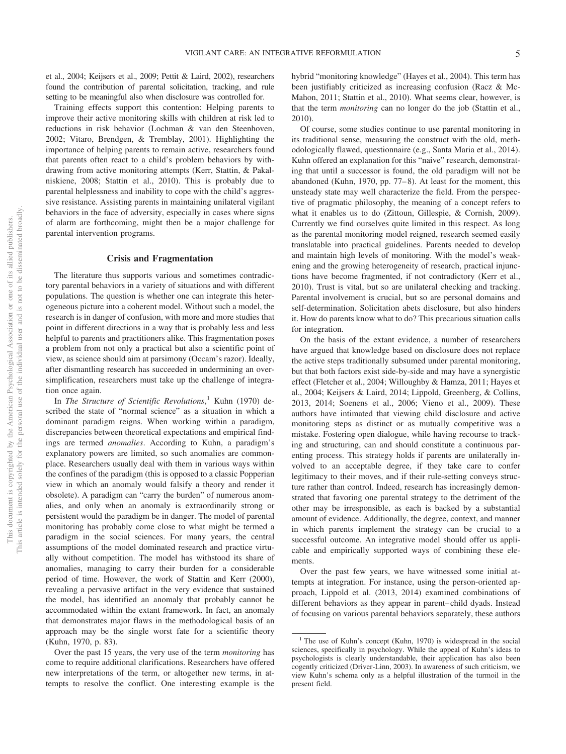et al., 2004; Keijsers et al., 2009; Pettit & Laird, 2002), researchers found the contribution of parental solicitation, tracking, and rule setting to be meaningful also when disclosure was controlled for.

Training effects support this contention: Helping parents to improve their active monitoring skills with children at risk led to reductions in risk behavior (Lochman & van den Steenhoven, 2002; Vitaro, Brendgen, & Tremblay, 2001). Highlighting the importance of helping parents to remain active, researchers found that parents often react to a child's problem behaviors by withdrawing from active monitoring attempts (Kerr, Stattin, & Pakalniskiene, 2008; Stattin et al., 2010). This is probably due to parental helplessness and inability to cope with the child's aggressive resistance. Assisting parents in maintaining unilateral vigilant behaviors in the face of adversity, especially in cases where signs of alarm are forthcoming, might then be a major challenge for parental intervention programs.

## Crisis and Fragmentation

The literature thus supports various and sometimes contradictory parental behaviors in a variety of situations and with different populations. The question is whether one can integrate this heterogeneous picture into a coherent model. Without such a model, the research is in danger of confusion, with more and more studies that point in different directions in a way that is probably less and less helpful to parents and practitioners alike. This fragmentation poses a problem from not only a practical but also a scientific point of view, as science should aim at parsimony (Occam's razor). Ideally, after dismantling research has succeeded in undermining an oversimplification, researchers must take up the challenge of integration once again.

In *The Structure of Scientific Revolutions*,[1] Kuhn (1970) described the state of "normal science" as a situation in which a dominant paradigm reigns. When working within a paradigm, discrepancies between theoretical expectations and empirical findings are termed *anomalies*. According to Kuhn, a paradigm's explanatory powers are limited, so such anomalies are commonplace. Researchers usually deal with them in various ways within the confines of the paradigm (this is opposed to a classic Popperian view in which an anomaly would falsify a theory and render it obsolete). A paradigm can "carry the burden" of numerous anomalies, and only when an anomaly is extraordinarily strong or persistent would the paradigm be in danger. The model of parental monitoring has probably come close to what might be termed a paradigm in the social sciences. For many years, the central assumptions of the model dominated research and practice virtually without competition. The model has withstood its share of anomalies, managing to carry their burden for a considerable period of time. However, the work of Stattin and Kerr (2000), revealing a pervasive artifact in the very evidence that sustained the model, has identified an anomaly that probably cannot be accommodated within the current framework. In fact, an anomaly that demonstrates major flaws in the methodological basis of an approach may be the single worst fate for a scientific theory (Kuhn, 1970, p. 83).

Over the past 15 years, the very use of the term *monitoring* has come to require additional clarifications. Researchers have offered new interpretations of the term, or altogether new terms, in attempts to resolve the conflict. One interesting example is the hybrid "monitoring knowledge" (Hayes et al., 2004). This term has been justifiably criticized as increasing confusion (Racz & McMahon, 2011; Stattin et al., 2010). What seems clear, however, is that the term *monitoring* can no longer do the job (Stattin et al., 2010).

Of course, some studies continue to use parental monitoring in its traditional sense, measuring the construct with the old, methodologically flawed, questionnaire (e.g., Santa Maria et al., 2014). Kuhn offered an explanation for this "naive" research, demonstrating that until a successor is found, the old paradigm will not be abandoned (Kuhn, 1970, pp. 77–8). At least for the moment, this unsteady state may well characterize the field. From the perspective of pragmatic philosophy, the meaning of a concept refers to what it enables us to do (Zittoun, Gillespie, & Cornish, 2009). Currently we find ourselves quite limited in this respect. As long as the parental monitoring model reigned, research seemed easily translatable into practical guidelines. Parents needed to develop and maintain high levels of monitoring. With the model's weakening and the growing heterogeneity of research, practical injunctions have become fragmented, if not contradictory (Kerr et al., 2010). Trust is vital, but so are unilateral checking and tracking. Parental involvement is crucial, but so are personal domains and self-determination. Solicitation abets disclosure, but also hinders it. How do parents know what to do? This precarious situation calls for integration.

On the basis of the extant evidence, a number of researchers have argued that knowledge based on disclosure does not replace the active steps traditionally subsumed under parental monitoring, but that both factors exist side-by-side and may have a synergistic effect (Fletcher et al., 2004; Willoughby & Hamza, 2011; Hayes et al., 2004; Keijsers & Laird, 2014; Lippold, Greenberg, & Collins, 2013, 2014; Soenens et al., 2006; Vieno et al., 2009). These authors have intimated that viewing child disclosure and active monitoring steps as distinct or as mutually competitive was a mistake. Fostering open dialogue, while having recourse to tracking and structuring, can and should constitute a continuous parenting process. This strategy holds if parents are unilaterally involved to an acceptable degree, if they take care to confer legitimacy to their moves, and if their rule-setting conveys structure rather than control. Indeed, research has increasingly demonstrated that favoring one parental strategy to the detriment of the other may be irresponsible, as each is backed by a substantial amount of evidence. Additionally, the degree, context, and manner in which parents implement the strategy can be crucial to a successful outcome. An integrative model should offer us applicable and empirically supported ways of combining these elements.

Over the past few years, we have witnessed some initial attempts at integration. For instance, using the person-oriented approach, Lippold et al. (2013, 2014) examined combinations of different behaviors as they appear in parent–child dyads. Instead of focusing on various parental behaviors separately, these authors

[1] The use of Kuhn's concept (Kuhn, 1970) is widespread in the social sciences, specifically in psychology. While the appeal of Kuhn's ideas to psychologists is clearly understandable, their application has also been cogently criticized (Driver-Linn, 2003). In awareness of such criticism, we view Kuhn's schema only as a helpful illustration of the turmoil in the present field.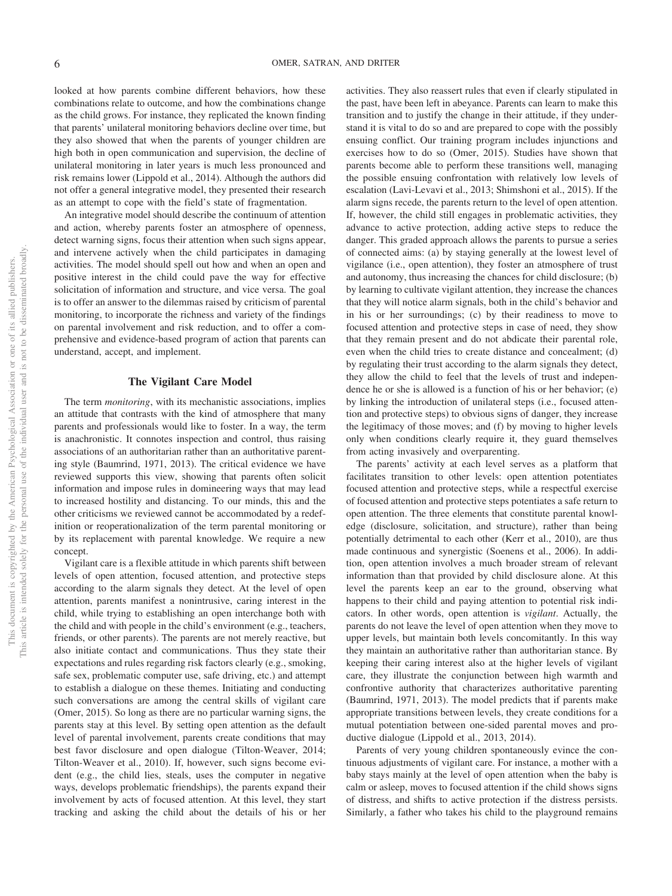looked at how parents combine different behaviors, how these combinations relate to outcome, and how the combinations change as the child grows. For instance, they replicated the known finding that parents' unilateral monitoring behaviors decline over time, but they also showed that when the parents of younger children are high both in open communication and supervision, the decline of unilateral monitoring in later years is much less pronounced and risk remains lower (Lippold et al., 2014). Although the authors did not offer a general integrative model, they presented their research as an attempt to cope with the field's state of fragmentation.

An integrative model should describe the continuum of attention and action, whereby parents foster an atmosphere of openness, detect warning signs, focus their attention when such signs appear, and intervene actively when the child participates in damaging activities. The model should spell out how and when an open and positive interest in the child could pave the way for effective solicitation of information and structure, and vice versa. The goal is to offer an answer to the dilemmas raised by criticism of parental monitoring, to incorporate the richness and variety of the findings on parental involvement and risk reduction, and to offer a comprehensive and evidence-based program of action that parents can understand, accept, and implement.

## The Vigilant Care Model

The term *monitoring*, with its mechanistic associations, implies an attitude that contrasts with the kind of atmosphere that many parents and professionals would like to foster. In a way, the term is anachronistic. It connotes inspection and control, thus raising associations of an authoritarian rather than an authoritative parenting style (Baumrind, 1971, 2013). The critical evidence we have reviewed supports this view, showing that parents often solicit information and impose rules in domineering ways that may lead to increased hostility and distancing. To our minds, this and the other criticisms we reviewed cannot be accommodated by a redefinition or reoperationalization of the term parental monitoring or by its replacement with parental knowledge. We require a new concept.

Vigilant care is a flexible attitude in which parents shift between levels of open attention, focused attention, and protective steps according to the alarm signals they detect. At the level of open attention, parents manifest a nonintrusive, caring interest in the child, while trying to establishing an open interchange both with the child and with people in the child's environment (e.g., teachers, friends, or other parents). The parents are not merely reactive, but also initiate contact and communications. Thus they state their expectations and rules regarding risk factors clearly (e.g., smoking, safe sex, problematic computer use, safe driving, etc.) and attempt to establish a dialogue on these themes. Initiating and conducting such conversations are among the central skills of vigilant care (Omer, 2015). So long as there are no particular warning signs, the parents stay at this level. By setting open attention as the default level of parental involvement, parents create conditions that may best favor disclosure and open dialogue (Tilton-Weaver, 2014; Tilton-Weaver et al., 2010). If, however, such signs become evident (e.g., the child lies, steals, uses the computer in negative ways, develops problematic friendships), the parents expand their involvement by acts of focused attention. At this level, they start tracking and asking the child about the details of his or her activities. They also reassert rules that even if clearly stipulated in the past, have been left in abeyance. Parents can learn to make this transition and to justify the change in their attitude, if they understand it is vital to do so and are prepared to cope with the possibly ensuing conflict. Our training program includes injunctions and exercises how to do so (Omer, 2015). Studies have shown that parents become able to perform these transitions well, managing the possible ensuing confrontation with relatively low levels of escalation (Lavi-Levavi et al., 2013; Shimshoni et al., 2015). If the alarm signs recede, the parents return to the level of open attention. If, however, the child still engages in problematic activities, they advance to active protection, adding active steps to reduce the danger. This graded approach allows the parents to pursue a series of connected aims: (a) by staying generally at the lowest level of vigilance (i.e., open attention), they foster an atmosphere of trust and autonomy, thus increasing the chances for child disclosure; (b) by learning to cultivate vigilant attention, they increase the chances that they will notice alarm signals, both in the child's behavior and in his or her surroundings; (c) by their readiness to move to focused attention and protective steps in case of need, they show that they remain present and do not abdicate their parental role, even when the child tries to create distance and concealment; (d) by regulating their trust according to the alarm signals they detect, they allow the child to feel that the levels of trust and independence he or she is allowed is a function of his or her behavior; (e) by linking the introduction of unilateral steps (i.e., focused attention and protective steps) to obvious signs of danger, they increase the legitimacy of those moves; and (f) by moving to higher levels only when conditions clearly require it, they guard themselves from acting invasively and overparenting.

The parents' activity at each level serves as a platform that facilitates transition to other levels: open attention potentiates focused attention and protective steps, while a respectful exercise of focused attention and protective steps potentiates a safe return to open attention. The three elements that constitute parental knowledge (disclosure, solicitation, and structure), rather than being potentially detrimental to each other (Kerr et al., 2010), are thus made continuous and synergistic (Soenens et al., 2006). In addition, open attention involves a much broader stream of relevant information than that provided by child disclosure alone. At this level the parents keep an ear to the ground, observing what happens to their child and paying attention to potential risk indicators. In other words, open attention is *vigilant*. Actually, the parents do not leave the level of open attention when they move to upper levels, but maintain both levels concomitantly. In this way they maintain an authoritative rather than authoritarian stance. By keeping their caring interest also at the higher levels of vigilant care, they illustrate the conjunction between high warmth and confrontive authority that characterizes authoritative parenting (Baumrind, 1971, 2013). The model predicts that if parents make appropriate transitions between levels, they create conditions for a mutual potentiation between one-sided parental moves and productive dialogue (Lippold et al., 2013, 2014).

Parents of very young children spontaneously evince the continuous adjustments of vigilant care. For instance, a mother with a baby stays mainly at the level of open attention when the baby is calm or asleep, moves to focused attention if the child shows signs of distress, and shifts to active protection if the distress persists. Similarly, a father who takes his child to the playground remains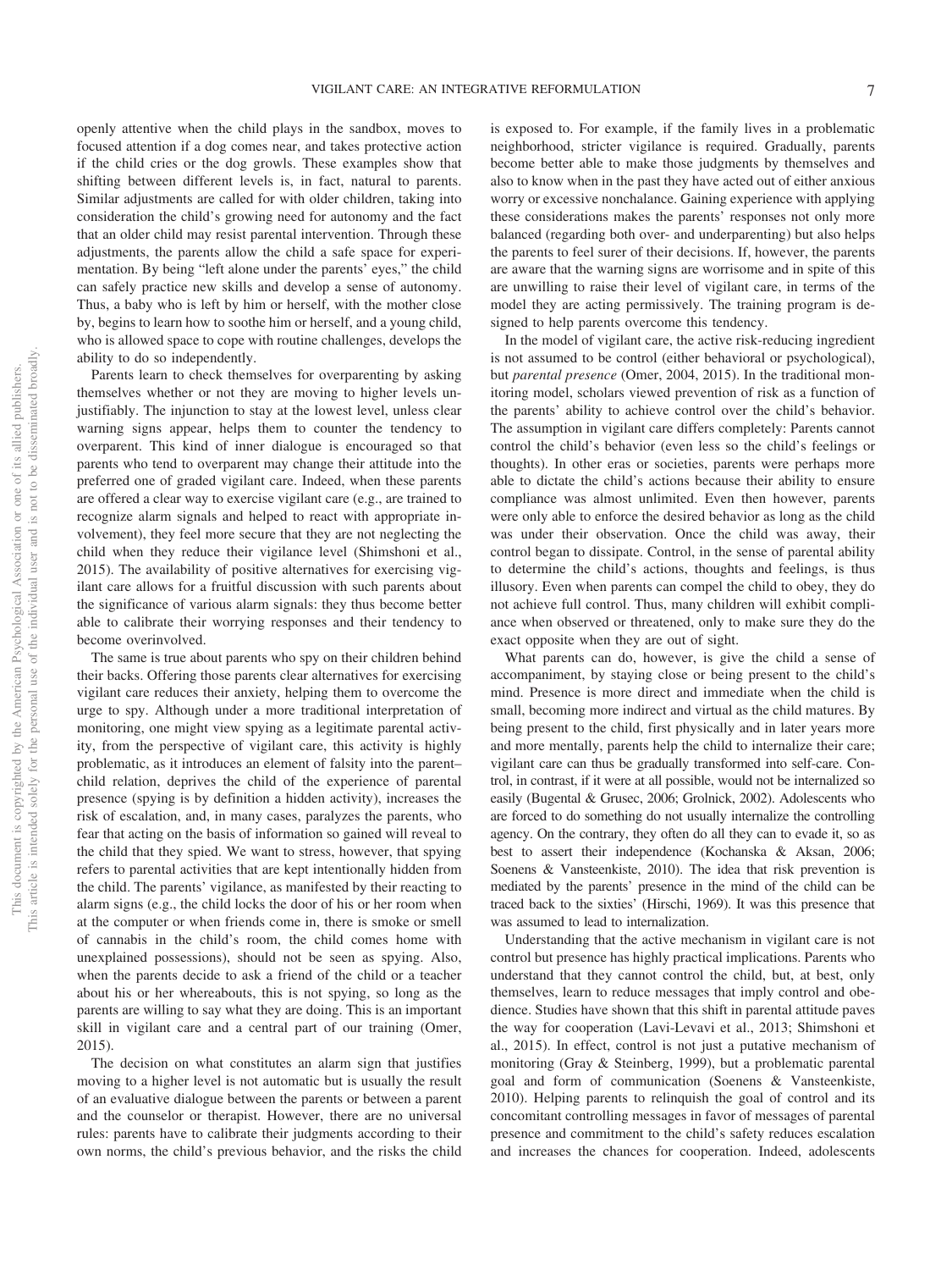openly attentive when the child plays in the sandbox, moves to focused attention if a dog comes near, and takes protective action if the child cries or the dog growls. These examples show that shifting between different levels is, in fact, natural to parents. Similar adjustments are called for with older children, taking into consideration the child's growing need for autonomy and the fact that an older child may resist parental intervention. Through these adjustments, the parents allow the child a safe space for experimentation. By being "left alone under the parents' eyes," the child can safely practice new skills and develop a sense of autonomy. Thus, a baby who is left by him or herself, with the mother close by, begins to learn how to soothe him or herself, and a young child, who is allowed space to cope with routine challenges, develops the ability to do so independently.

Parents learn to check themselves for overparenting by asking themselves whether or not they are moving to higher levels unjustifiably. The injunction to stay at the lowest level, unless clear warning signs appear, helps them to counter the tendency to overparent. This kind of inner dialogue is encouraged so that parents who tend to overparent may change their attitude into the preferred one of graded vigilant care. Indeed, when these parents are offered a clear way to exercise vigilant care (e.g., are trained to recognize alarm signals and helped to react with appropriate involvement), they feel more secure that they are not neglecting the child when they reduce their vigilance level (Shimshoni et al., 2015). The availability of positive alternatives for exercising vigilant care allows for a fruitful discussion with such parents about the significance of various alarm signals: they thus become better able to calibrate their worrying responses and their tendency to become overinvolved.

The same is true about parents who spy on their children behind their backs. Offering those parents clear alternatives for exercising vigilant care reduces their anxiety, helping them to overcome the urge to spy. Although under a more traditional interpretation of monitoring, one might view spying as a legitimate parental activity, from the perspective of vigilant care, this activity is highly problematic, as it introduces an element of falsity into the parent–child relation, deprives the child of the experience of parental presence (spying is by definition a hidden activity), increases the risk of escalation, and, in many cases, paralyzes the parents, who fear that acting on the basis of information so gained will reveal to the child that they spied. We want to stress, however, that spying refers to parental activities that are kept intentionally hidden from the child. The parents' vigilance, as manifested by their reacting to alarm signs (e.g., the child locks the door of his or her room when at the computer or when friends come in, there is smoke or smell of cannabis in the child's room, the child comes home with unexplained possessions), should not be seen as spying. Also, when the parents decide to ask a friend of the child or a teacher about his or her whereabouts, this is not spying, so long as the parents are willing to say what they are doing. This is an important skill in vigilant care and a central part of our training (Omer, 2015).

The decision on what constitutes an alarm sign that justifies moving to a higher level is not automatic but is usually the result of an evaluative dialogue between the parents or between a parent and the counselor or therapist. However, there are no universal rules: parents have to calibrate their judgments according to their own norms, the child's previous behavior, and the risks the child is exposed to. For example, if the family lives in a problematic neighborhood, stricter vigilance is required. Gradually, parents become better able to make those judgments by themselves and also to know when in the past they have acted out of either anxious worry or excessive nonchalance. Gaining experience with applying these considerations makes the parents' responses not only more balanced (regarding both over- and underparenting) but also helps the parents to feel surer of their decisions. If, however, the parents are aware that the warning signs are worrisome and in spite of this are unwilling to raise their level of vigilant care, in terms of the model they are acting permissively. The training program is designed to help parents overcome this tendency.

In the model of vigilant care, the active risk-reducing ingredient is not assumed to be control (either behavioral or psychological), but *parental presence* (Omer, 2004, 2015). In the traditional monitoring model, scholars viewed prevention of risk as a function of the parents' ability to achieve control over the child's behavior. The assumption in vigilant care differs completely: Parents cannot control the child's behavior (even less so the child's feelings or thoughts). In other eras or societies, parents were perhaps more able to dictate the child's actions because their ability to ensure compliance was almost unlimited. Even then however, parents were only able to enforce the desired behavior as long as the child was under their observation. Once the child was away, their control began to dissipate. Control, in the sense of parental ability to determine the child's actions, thoughts and feelings, is thus illusory. Even when parents can compel the child to obey, they do not achieve full control. Thus, many children will exhibit compliance when observed or threatened, only to make sure they do the exact opposite when they are out of sight.

What parents can do, however, is give the child a sense of accompaniment, by staying close or being present to the child's mind. Presence is more direct and immediate when the child is small, becoming more indirect and virtual as the child matures. By being present to the child, first physically and in later years more and more mentally, parents help the child to internalize their care; vigilant care can thus be gradually transformed into self-care. Control, in contrast, if it were at all possible, would not be internalized so easily (Bugental & Grusec, 2006; Grolnick, 2002). Adolescents who are forced to do something do not usually internalize the controlling agency. On the contrary, they often do all they can to evade it, so as best to assert their independence (Kochanska & Aksan, 2006; Soenens & Vansteenkiste, 2010). The idea that risk prevention is mediated by the parents' presence in the mind of the child can be traced back to the sixties' (Hirschi, 1969). It was this presence that was assumed to lead to internalization.

Understanding that the active mechanism in vigilant care is not control but presence has highly practical implications. Parents who understand that they cannot control the child, but, at best, only themselves, learn to reduce messages that imply control and obedience. Studies have shown that this shift in parental attitude paves the way for cooperation (Lavi-Levavi et al., 2013; Shimshoni et al., 2015). In effect, control is not just a putative mechanism of monitoring (Gray & Steinberg, 1999), but a problematic parental goal and form of communication (Soenens & Vansteenkiste, 2010). Helping parents to relinquish the goal of control and its concomitant controlling messages in favor of messages of parental presence and commitment to the child's safety reduces escalation and increases the chances for cooperation. Indeed, adolescents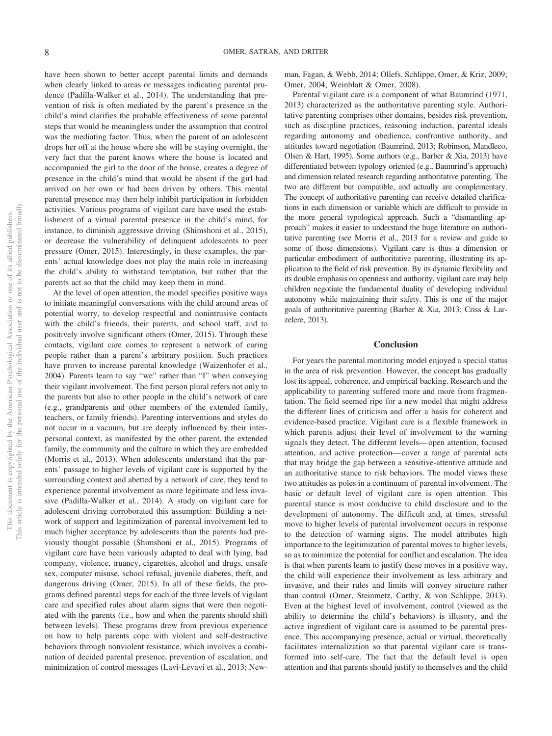have been shown to better accept parental limits and demands when clearly linked to areas or messages indicating parental prudence (Padilla-Walker et al., 2014). The understanding that prevention of risk is often mediated by the parent's presence in the child's mind clarifies the probable effectiveness of some parental steps that would be meaningless under the assumption that control was the mediating factor. Thus, when the parent of an adolescent drops her off at the house where she will be staying overnight, the very fact that the parent knows where the house is located and accompanied the girl to the door of the house, creates a degree of presence in the child's mind that would be absent if the girl had arrived on her own or had been driven by others. This mental parental presence may then help inhibit participation in forbidden activities. Various programs of vigilant care have used the establishment of a virtual parental presence in the child's mind, for instance, to diminish aggressive driving (Shimshoni et al., 2015), or decrease the vulnerability of delinquent adolescents to peer pressure (Omer, 2015). Interestingly, in these examples, the parents' actual knowledge does not play the main role in increasing the child's ability to withstand temptation, but rather that the parents act so that the child may keep them in mind.

At the level of open attention, the model specifies positive ways to initiate meaningful conversations with the child around areas of potential worry, to develop respectful and nonintrusive contacts with the child's friends, their parents, and school staff, and to positively involve significant others (Omer, 2015). Through these contacts, vigilant care comes to represent a network of caring people rather than a parent's arbitrary position. Such practices have proven to increase parental knowledge (Waizenhofer et al., 2004). Parents learn to say "we" rather than "I" when conveying their vigilant involvement. The first person plural refers not only to the parents but also to other people in the child's network of care (e.g., grandparents and other members of the extended family, teachers, or family friends). Parenting interventions and styles do not occur in a vacuum, but are deeply influenced by their interpersonal context, as manifested by the other parent, the extended family, the community and the culture in which they are embedded (Morris et al., 2013). When adolescents understand that the parents' passage to higher levels of vigilant care is supported by the surrounding context and abetted by a network of care, they tend to experience parental involvement as more legitimate and less invasive (Padilla-Walker et al., 2014). A study on vigilant care for adolescent driving corroborated this assumption: Building a network of support and legitimization of parental involvement led to much higher acceptance by adolescents than the parents had previously thought possible (Shimshoni et al., 2015). Programs of vigilant care have been variously adapted to deal with lying, bad company, violence, truancy, cigarettes, alcohol and drugs, unsafe sex, computer misuse, school refusal, juvenile diabetes, theft, and dangerous driving (Omer, 2015). In all of these fields, the programs defined parental steps for each of the three levels of vigilant care and specified rules about alarm signs that were then negotiated with the parents (i.e., how and when the parents should shift between levels). These programs drew from previous experience on how to help parents cope with violent and self-destructive behaviors through nonviolent resistance, which involves a combination of decided parental presence, prevention of escalation, and minimization of control messages (Lavi-Levavi et al., 2013; Newman, Fagan, & Webb, 2014; Ollefs, Schlippe, Omer, & Kriz, 2009; Omer, 2004; Weinblatt & Omer, 2008).

Parental vigilant care is a component of what Baumrind (1971, 2013) characterized as the authoritative parenting style. Authoritative parenting comprises other domains, besides risk prevention, such as discipline practices, reasoning induction, parental ideals regarding autonomy and obedience, confrontive authority, and attitudes toward negotiation (Baumrind, 2013; Robinson, Mandleco, Olsen & Hart, 1995). Some authors (e.g., Barber & Xia, 2013) have differentiated between typology oriented (e.g., Baumrind's approach) and dimension related research regarding authoritative parenting. The two are different but compatible, and actually are complementary. The concept of authoritative parenting can receive detailed clarifications in each dimension or variable which are difficult to provide in the more general typological approach. Such a "dismantling approach" makes it easier to understand the huge literature on authoritative parenting (see Morris et al., 2013 for a review and guide to some of those dimensions). Vigilant care is thus a dimension or particular embodiment of authoritative parenting, illustrating its application to the field of risk prevention. By its dynamic flexibility and its double emphasis on openness and authority, vigilant care may help children negotiate the fundamental duality of developing individual autonomy while maintaining their safety. This is one of the major goals of authoritative parenting (Barber & Xia, 2013; Criss & Larzelere, 2013).

## Conclusion

For years the parental monitoring model enjoyed a special status in the area of risk prevention. However, the concept has gradually lost its appeal, coherence, and empirical backing. Research and the applicability to parenting suffered more and more from fragmentation. The field seemed ripe for a new model that might address the different lines of criticism and offer a basis for coherent and evidence-based practice. Vigilant care is a flexible framework in which parents adjust their level of involvement to the warning signals they detect. The different levels—open attention, focused attention, and active protection—cover a range of parental acts that may bridge the gap between a sensitive-attentive attitude and an authoritative stance to risk behaviors. The model views these two attitudes as poles in a continuum of parental involvement. The basic or default level of vigilant care is open attention. This parental stance is most conducive to child disclosure and to the development of autonomy. The difficult and, at times, stressful move to higher levels of parental involvement occurs in response to the detection of warning signs. The model attributes high importance to the legitimization of parental moves to higher levels, so as to minimize the potential for conflict and escalation. The idea is that when parents learn to justify these moves in a positive way, the child will experience their involvement as less arbitrary and invasive, and their rules and limits will convey structure rather than control (Omer, Steinmetz, Carthy, & von Schlippe, 2013). Even at the highest level of involvement, control (viewed as the ability to determine the child's behaviors) is illusory, and the active ingredient of vigilant care is assumed to be parental presence. This accompanying presence, actual or virtual, theoretically facilitates internalization so that parental vigilant care is transformed into self-care. The fact that the default level is open attention and that parents should justify to themselves and the child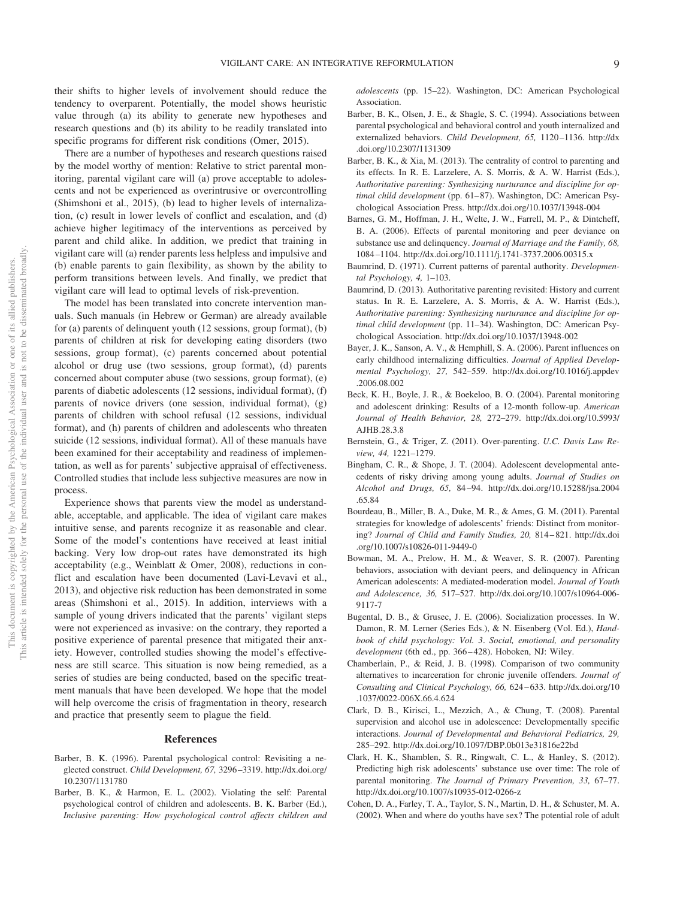their shifts to higher levels of involvement should reduce the tendency to overparent. Potentially, the model shows heuristic value through (a) its ability to generate new hypotheses and research questions and (b) its ability to be readily translated into specific programs for different risk conditions (Omer, 2015).

There are a number of hypotheses and research questions raised by the model worthy of mention: Relative to strict parental monitoring, parental vigilant care will (a) prove acceptable to adolescents and not be experienced as overintrusive or overcontrolling (Shimshoni et al., 2015), (b) lead to higher levels of internalization, (c) result in lower levels of conflict and escalation, and (d) achieve higher legitimacy of the interventions as perceived by parent and child alike. In addition, we predict that training in vigilant care will (a) render parents less helpless and impulsive and (b) enable parents to gain flexibility, as shown by the ability to perform transitions between levels. And finally, we predict that vigilant care will lead to optimal levels of risk-prevention.

The model has been translated into concrete intervention manuals. Such manuals (in Hebrew or German) are already available for (a) parents of delinquent youth (12 sessions, group format), (b) parents of children at risk for developing eating disorders (two sessions, group format), (c) parents concerned about potential alcohol or drug use (two sessions, group format), (d) parents concerned about computer abuse (two sessions, group format), (e) parents of diabetic adolescents (12 sessions, individual format), (f) parents of novice drivers (one session, individual format), (g) parents of children with school refusal (12 sessions, individual format), and (h) parents of children and adolescents who threaten suicide (12 sessions, individual format). All of these manuals have been examined for their acceptability and readiness of implementation, as well as for parents' subjective appraisal of effectiveness. Controlled studies that include less subjective measures are now in process.

Experience shows that parents view the model as understandable, acceptable, and applicable. The idea of vigilant care makes intuitive sense, and parents recognize it as reasonable and clear. Some of the model's contentions have received at least initial backing. Very low drop-out rates have demonstrated its high acceptability (e.g., Weinblatt & Omer, 2008), reductions in conflict and escalation have been documented (Lavi-Levavi et al., 2013), and objective risk reduction has been demonstrated in some areas (Shimshoni et al., 2015). In addition, interviews with a sample of young drivers indicated that the parents' vigilant steps were not experienced as invasive: on the contrary, they reported a positive experience of parental presence that mitigated their anxiety. However, controlled studies showing the model's effectiveness are still scarce. This situation is now being remedied, as a series of studies are being conducted, based on the specific treatment manuals that have been developed. We hope that the model will help overcome the crisis of fragmentation in theory, research and practice that presently seem to plague the field.

## References

Barber, B. K. (1996). Parental psychological control: Revisiting a neglected construct. *Child Development, 67,* 3296–3319. http://dx.doi.org/10.2307/1131780

Barber, B. K., & Harmon, E. L. (2002). Violating the self: Parental psychological control of children and adolescents. B. K. Barber (Ed.), *Inclusive parenting: How psychological control affects children and adolescents* (pp. 15–22). Washington, DC: American Psychological Association.

Barber, B. K., Olsen, J. E., & Shagle, S. C. (1994). Associations between parental psychological and behavioral control and youth internalized and externalized behaviors. *Child Development, 65,* 1120–1136. http://dx.doi.org/10.2307/1131309

Barber, B. K., & Xia, M. (2013). The centrality of control to parenting and its effects. In R. E. Larzelere, A. S. Morris, & A. W. Harrist (Eds.), *Authoritative parenting: Synthesizing nurturance and discipline for optimal child development* (pp. 61–87). Washington, DC: American Psychological Association Press. http://dx.doi.org/10.1037/13948-004

Barnes, G. M., Hoffman, J. H., Welte, J. W., Farrell, M. P., & Dintcheff, B. A. (2006). Effects of parental monitoring and peer deviance on substance use and delinquency. *Journal of Marriage and the Family, 68,* 1084–1104. http://dx.doi.org/10.1111/j.1741-3737.2006.00315.x

Baumrind, D. (1971). Current patterns of parental authority. *Developmental Psychology, 4,* 1–103.

Baumrind, D. (2013). Authoritative parenting revisited: History and current status. In R. E. Larzelere, A. S. Morris, & A. W. Harrist (Eds.), *Authoritative parenting: Synthesizing nurturance and discipline for optimal child development* (pp. 11–34). Washington, DC: American Psychological Association. http://dx.doi.org/10.1037/13948-002

Bayer, J. K., Sanson, A. V., & Hemphill, S. A. (2006). Parent influences on early childhood internalizing difficulties. *Journal of Applied Developmental Psychology, 27,* 542–559. http://dx.doi.org/10.1016/j.appdev.2006.08.002

Beck, K. H., Boyle, J. R., & Boekeloo, B. O. (2004). Parental monitoring and adolescent drinking: Results of a 12-month follow-up. *American Journal of Health Behavior, 28,* 272–279. http://dx.doi.org/10.5993/AJHB.28.3.8

Bernstein, G., & Triger, Z. (2011). Over-parenting. *U.C. Davis Law Review, 44,* 1221–1279.

Bingham, C. R., & Shope, J. T. (2004). Adolescent developmental antecedents of risky driving among young adults. *Journal of Studies on Alcohol and Drugs, 65,* 84–94. http://dx.doi.org/10.15288/jsa.2004.65.84

Bourdeau, B., Miller, B. A., Duke, M. R., & Ames, G. M. (2011). Parental strategies for knowledge of adolescents' friends: Distinct from monitoring? *Journal of Child and Family Studies, 20,* 814–821. http://dx.doi.org/10.1007/s10826-011-9449-0

Bowman, M. A., Prelow, H. M., & Weaver, S. R. (2007). Parenting behaviors, association with deviant peers, and delinquency in African American adolescents: A mediated-moderation model. *Journal of Youth and Adolescence, 36,* 517–527. http://dx.doi.org/10.1007/s10964-006-9117-7

Bugental, D. B., & Grusec, J. E. (2006). Socialization processes. In W. Damon, R. M. Lerner (Series Eds.), & N. Eisenberg (Vol. Ed.), *Handbook of child psychology: Vol. 3. Social, emotional, and personality development* (6th ed., pp. 366–428). Hoboken, NJ: Wiley.

Chamberlain, P., & Reid, J. B. (1998). Comparison of two community alternatives to incarceration for chronic juvenile offenders. *Journal of Consulting and Clinical Psychology, 66,* 624–633. http://dx.doi.org/10.1037/0022-006X.66.4.624

Clark, D. B., Kirisci, L., Mezzich, A., & Chung, T. (2008). Parental supervision and alcohol use in adolescence: Developmentally specific interactions. *Journal of Developmental and Behavioral Pediatrics, 29,* 285–292. http://dx.doi.org/10.1097/DBP.0b013e31816e22bd

Clark, H. K., Shamblen, S. R., Ringwalt, C. L., & Hanley, S. (2012). Predicting high risk adolescents' substance use over time: The role of parental monitoring. *The Journal of Primary Prevention, 33,* 67–77. http://dx.doi.org/10.1007/s10935-012-0266-z

Cohen, D. A., Farley, T. A., Taylor, S. N., Martin, D. H., & Schuster, M. A. (2002). When and where do youths have sex? The potential role of adult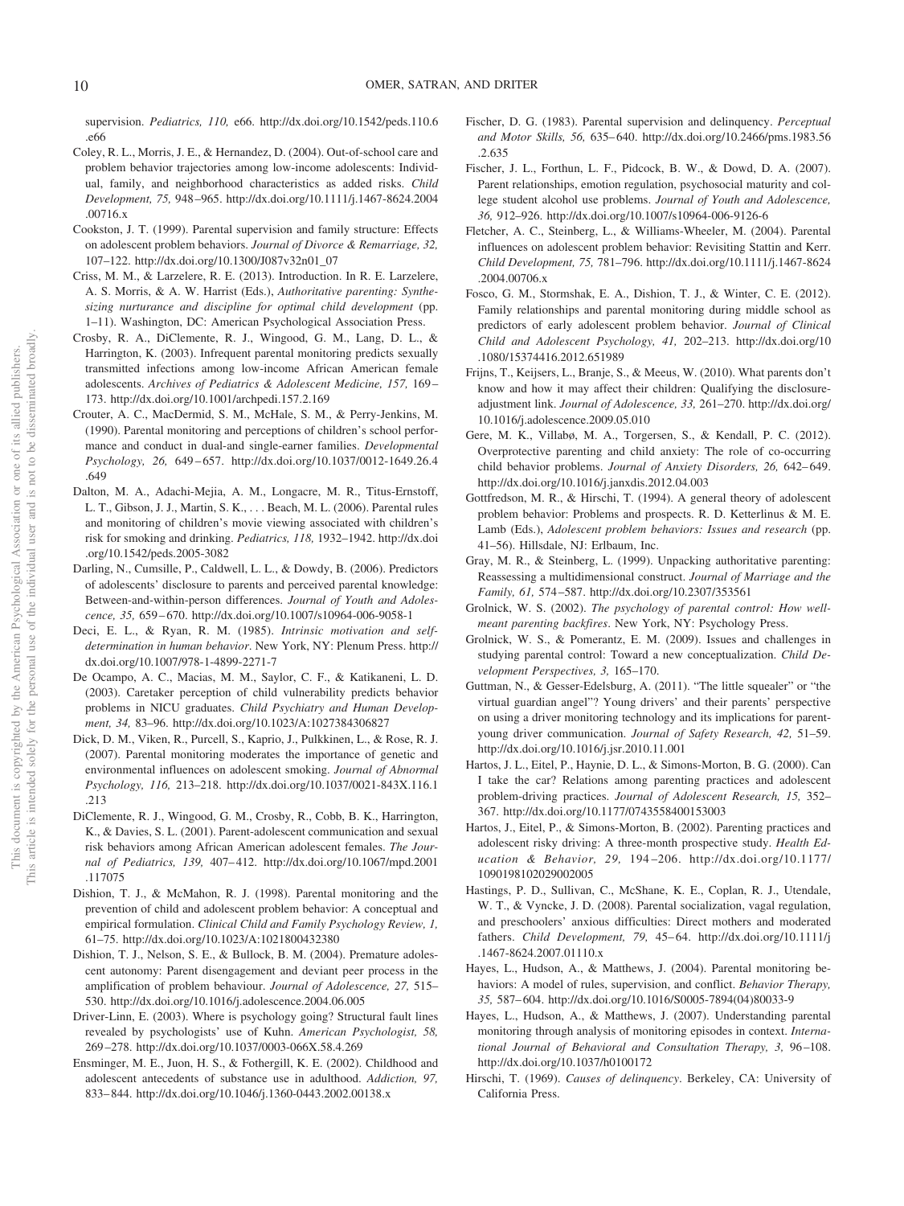supervision. *Pediatrics, 110,* e66. http://dx.doi.org/10.1542/peds.110.6.e66

Coley, R. L., Morris, J. E., & Hernandez, D. (2004). Out-of-school care and problem behavior trajectories among low-income adolescents: Individual, family, and neighborhood characteristics as added risks. *Child Development, 75,* 948–965. http://dx.doi.org/10.1111/j.1467-8624.2004.00716.x

Cookston, J. T. (1999). Parental supervision and family structure: Effects on adolescent problem behaviors. *Journal of Divorce & Remarriage, 32,* 107–122. http://dx.doi.org/10.1300/J087v32n01_07

Criss, M. M., & Larzelere, R. E. (2013). Introduction. In R. E. Larzelere, A. S. Morris, & A. W. Harrist (Eds.), *Authoritative parenting: Synthesizing nurturance and discipline for optimal child development* (pp. 1–11). Washington, DC: American Psychological Association Press.

Crosby, R. A., DiClemente, R. J., Wingood, G. M., Lang, D. L., & Harrington, K. (2003). Infrequent parental monitoring predicts sexually transmitted infections among low-income African American female adolescents. *Archives of Pediatrics & Adolescent Medicine, 157,* 169–173. http://dx.doi.org/10.1001/archpedi.157.2.169

Crouter, A. C., MacDermid, S. M., McHale, S. M., & Perry-Jenkins, M. (1990). Parental monitoring and perceptions of children's school performance and conduct in dual-and single-earner families. *Developmental Psychology, 26,* 649–657. http://dx.doi.org/10.1037/0012-1649.26.4.649

Dalton, M. A., Adachi-Mejia, A. M., Longacre, M. R., Titus-Ernstoff, L. T., Gibson, J. J., Martin, S. K., . . . Beach, M. L. (2006). Parental rules and monitoring of children's movie viewing associated with children's risk for smoking and drinking. *Pediatrics, 118,* 1932–1942. http://dx.doi.org/10.1542/peds.2005-3082

Darling, N., Cumsille, P., Caldwell, L. L., & Dowdy, B. (2006). Predictors of adolescents' disclosure to parents and perceived parental knowledge: Between-and-within-person differences. *Journal of Youth and Adolescence, 35,* 659–670. http://dx.doi.org/10.1007/s10964-006-9058-1

Deci, E. L., & Ryan, R. M. (1985). *Intrinsic motivation and self-determination in human behavior*. New York, NY: Plenum Press. http://dx.doi.org/10.1007/978-1-4899-2271-7

De Ocampo, A. C., Macias, M. M., Saylor, C. F., & Katikaneni, L. D. (2003). Caretaker perception of child vulnerability predicts behavior problems in NICU graduates. *Child Psychiatry and Human Development, 34,* 83–96. http://dx.doi.org/10.1023/A:1027384306827

Dick, D. M., Viken, R., Purcell, S., Kaprio, J., Pulkkinen, L., & Rose, R. J. (2007). Parental monitoring moderates the importance of genetic and environmental influences on adolescent smoking. *Journal of Abnormal Psychology, 116,* 213–218. http://dx.doi.org/10.1037/0021-843X.116.1.213

DiClemente, R. J., Wingood, G. M., Crosby, R., Cobb, B. K., Harrington, K., & Davies, S. L. (2001). Parent-adolescent communication and sexual risk behaviors among African American adolescent females. *The Journal of Pediatrics, 139,* 407–412. http://dx.doi.org/10.1067/mpd.2001.117075

Dishion, T. J., & McMahon, R. J. (1998). Parental monitoring and the prevention of child and adolescent problem behavior: A conceptual and empirical formulation. *Clinical Child and Family Psychology Review, 1,* 61–75. http://dx.doi.org/10.1023/A:1021800432380

Dishion, T. J., Nelson, S. E., & Bullock, B. M. (2004). Premature adolescent autonomy: Parent disengagement and deviant peer process in the amplification of problem behaviour. *Journal of Adolescence, 27,* 515–530. http://dx.doi.org/10.1016/j.adolescence.2004.06.005

Driver-Linn, E. (2003). Where is psychology going? Structural fault lines revealed by psychologists' use of Kuhn. *American Psychologist, 58,* 269–278. http://dx.doi.org/10.1037/0003-066X.58.4.269

Ensminger, M. E., Juon, H. S., & Fothergill, K. E. (2002). Childhood and adolescent antecedents of substance use in adulthood. *Addiction, 97,* 833–844. http://dx.doi.org/10.1046/j.1360-0443.2002.00138.x

Fischer, D. G. (1983). Parental supervision and delinquency. *Perceptual and Motor Skills, 56,* 635–640. http://dx.doi.org/10.2466/pms.1983.56.2.635

Fischer, J. L., Forthun, L. F., Pidcock, B. W., & Dowd, D. A. (2007). Parent relationships, emotion regulation, psychosocial maturity and college student alcohol use problems. *Journal of Youth and Adolescence, 36,* 912–926. http://dx.doi.org/10.1007/s10964-006-9126-6

Fletcher, A. C., Steinberg, L., & Williams-Wheeler, M. (2004). Parental influences on adolescent problem behavior: Revisiting Stattin and Kerr. *Child Development, 75,* 781–796. http://dx.doi.org/10.1111/j.1467-8624.2004.00706.x

Fosco, G. M., Stormshak, E. A., Dishion, T. J., & Winter, C. E. (2012). Family relationships and parental monitoring during middle school as predictors of early adolescent problem behavior. *Journal of Clinical Child and Adolescent Psychology, 41,* 202–213. http://dx.doi.org/10.1080/15374416.2012.651989

Frijns, T., Keijsers, L., Branje, S., & Meeus, W. (2010). What parents don't know and how it may affect their children: Qualifying the disclosure-adjustment link. *Journal of Adolescence, 33,* 261–270. http://dx.doi.org/10.1016/j.adolescence.2009.05.010

Gere, M. K., Villabø, M. A., Torgersen, S., & Kendall, P. C. (2012). Overprotective parenting and child anxiety: The role of co-occurring child behavior problems. *Journal of Anxiety Disorders, 26,* 642–649. http://dx.doi.org/10.1016/j.janxdis.2012.04.003

Gottfredson, M. R., & Hirschi, T. (1994). A general theory of adolescent problem behavior: Problems and prospects. R. D. Ketterlinus & M. E. Lamb (Eds.), *Adolescent problem behaviors: Issues and research* (pp. 41–56). Hillsdale, NJ: Erlbaum, Inc.

Gray, M. R., & Steinberg, L. (1999). Unpacking authoritative parenting: Reassessing a multidimensional construct. *Journal of Marriage and the Family, 61,* 574–587. http://dx.doi.org/10.2307/353561

Grolnick, W. S. (2002). *The psychology of parental control: How well-meant parenting backfires*. New York, NY: Psychology Press.

Grolnick, W. S., & Pomerantz, E. M. (2009). Issues and challenges in studying parental control: Toward a new conceptualization. *Child Development Perspectives, 3,* 165–170.

Guttman, N., & Gesser-Edelsburg, A. (2011). "The little squealer" or "the virtual guardian angel"? Young drivers' and their parents' perspective on using a driver monitoring technology and its implications for parent-young driver communication. *Journal of Safety Research, 42,* 51–59. http://dx.doi.org/10.1016/j.jsr.2010.11.001

Hartos, J. L., Eitel, P., Haynie, D. L., & Simons-Morton, B. G. (2000). Can I take the car? Relations among parenting practices and adolescent problem-driving practices. *Journal of Adolescent Research, 15,* 352–367. http://dx.doi.org/10.1177/0743558400153003

Hartos, J., Eitel, P., & Simons-Morton, B. (2002). Parenting practices and adolescent risky driving: A three-month prospective study. *Health Education & Behavior, 29,* 194–206. http://dx.doi.org/10.1177/109019810202900205

Hastings, P. D., Sullivan, C., McShane, K. E., Coplan, R. J., Utendale, W. T., & Vyncke, J. D. (2008). Parental socialization, vagal regulation, and preschoolers' anxious difficulties: Direct mothers and moderated fathers. *Child Development, 79,* 45–64. http://dx.doi.org/10.1111/j.1467-8624.2007.01110.x

Hayes, L., Hudson, A., & Matthews, J. (2004). Parental monitoring behaviors: A model of rules, supervision, and conflict. *Behavior Therapy, 35,* 587–604. http://dx.doi.org/10.1016/S0005-7894(04)80033-9

Hayes, L., Hudson, A., & Matthews, J. (2007). Understanding parental monitoring through analysis of monitoring episodes in context. *International Journal of Behavioral and Consultation Therapy, 3,* 96–108. http://dx.doi.org/10.1037/h0100172

Hirschi, T. (1969). *Causes of delinquency*. Berkeley, CA: University of California Press.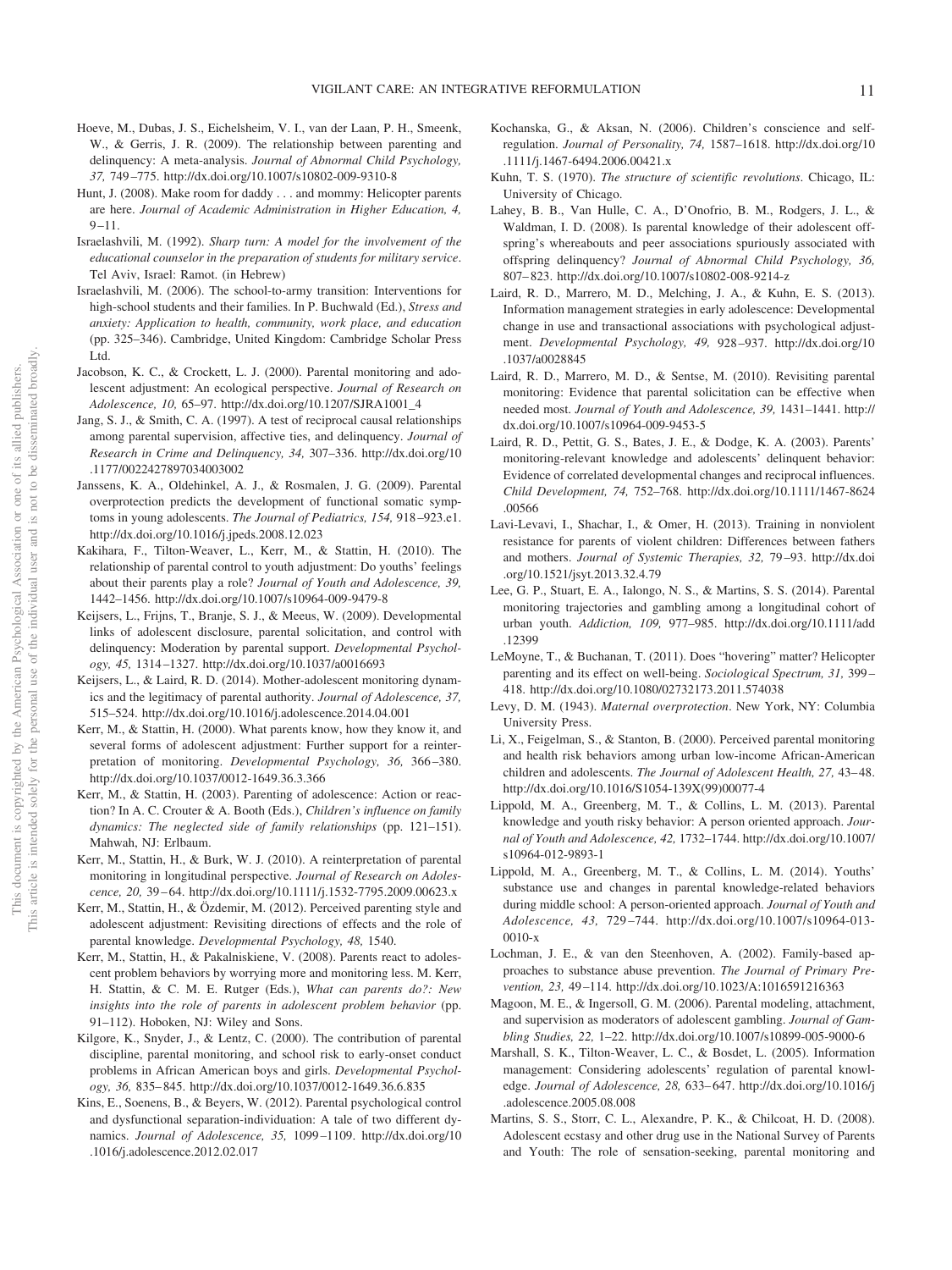Hoeve, M., Dubas, J. S., Eichelsheim, V. I., van der Laan, P. H., Smeenk, W., & Gerris, J. R. (2009). The relationship between parenting and delinquency: A meta-analysis. *Journal of Abnormal Child Psychology, 37,* 749–775. http://dx.doi.org/10.1007/s10802-009-9310-8

Hunt, J. (2008). Make room for daddy . . . and mommy: Helicopter parents are here. *Journal of Academic Administration in Higher Education, 4,* 9–11.

Israelashvili, M. (1992). *Sharp turn: A model for the involvement of the educational counselor in the preparation of students for military service*. Tel Aviv, Israel: Ramot. (in Hebrew)

Israelashvili, M. (2006). The school-to-army transition: Interventions for high-school students and their families. In P. Buchwald (Ed.), *Stress and anxiety: Application to health, community, work place, and education* (pp. 325–346). Cambridge, United Kingdom: Cambridge Scholar Press Ltd.

Jacobson, K. C., & Crockett, L. J. (2000). Parental monitoring and adolescent adjustment: An ecological perspective. *Journal of Research on Adolescence, 10,* 65–97. http://dx.doi.org/10.1207/SJRA1001_4

Jang, S. J., & Smith, C. A. (1997). A test of reciprocal causal relationships among parental supervision, affective ties, and delinquency. *Journal of Research in Crime and Delinquency, 34,* 307–336. http://dx.doi.org/10.1177/0022427897034003002

Janssens, K. A., Oldehinkel, A. J., & Rosmalen, J. G. (2009). Parental overprotection predicts the development of functional somatic symptoms in young adolescents. *The Journal of Pediatrics, 154,* 918–923.e1. http://dx.doi.org/10.1016/j.jpeds.2008.12.023

Kakihara, F., Tilton-Weaver, L., Kerr, M., & Stattin, H. (2010). The relationship of parental control to youth adjustment: Do youths' feelings about their parents play a role? *Journal of Youth and Adolescence, 39,* 1442–1456. http://dx.doi.org/10.1007/s10964-009-9479-8

Keijsers, L., Frijns, T., Branje, S. J., & Meeus, W. (2009). Developmental links of adolescent disclosure, parental solicitation, and control with delinquency: Moderation by parental support. *Developmental Psychology, 45,* 1314–1327. http://dx.doi.org/10.1037/a0016693

Keijsers, L., & Laird, R. D. (2014). Mother-adolescent monitoring dynamics and the legitimacy of parental authority. *Journal of Adolescence, 37,* 515–524. http://dx.doi.org/10.1016/j.adolescence.2014.04.001

Kerr, M., & Stattin, H. (2000). What parents know, how they know it, and several forms of adolescent adjustment: Further support for a reinterpretation of monitoring. *Developmental Psychology, 36,* 366–380. http://dx.doi.org/10.1037/0012-1649.36.3.366

Kerr, M., & Stattin, H. (2003). Parenting of adolescence: Action or reaction? In A. C. Crouter & A. Booth (Eds.), *Children's influence on family dynamics: The neglected side of family relationships* (pp. 121–151). Mahwah, NJ: Erlbaum.

Kerr, M., Stattin, H., & Burk, W. J. (2010). A reinterpretation of parental monitoring in longitudinal perspective. *Journal of Research on Adolescence, 20,* 39–64. http://dx.doi.org/10.1111/j.1532-7795.2009.00623.x

Kerr, M., Stattin, H., & Özdemir, M. (2012). Perceived parenting style and adolescent adjustment: Revisiting directions of effects and the role of parental knowledge. *Developmental Psychology, 48,* 1540.

Kerr, M., Stattin, H., & Pakalniskiene, V. (2008). Parents react to adolescent problem behaviors by worrying more and monitoring less. M. Kerr, H. Stattin, & C. M. E. Rutger (Eds.), *What can parents do?: New insights into the role of parents in adolescent problem behavior* (pp. 91–112). Hoboken, NJ: Wiley and Sons.

Kilgore, K., Snyder, J., & Lentz, C. (2000). The contribution of parental discipline, parental monitoring, and school risk to early-onset conduct problems in African American boys and girls. *Developmental Psychology, 36,* 835–845. http://dx.doi.org/10.1037/0012-1649.36.6.835

Kins, E., Soenens, B., & Beyers, W. (2012). Parental psychological control and dysfunctional separation-individuation: A tale of two different dynamics. *Journal of Adolescence, 35,* 1099–1109. http://dx.doi.org/10.1016/j.adolescence.2012.02.017

Kochanska, G., & Aksan, N. (2006). Children's conscience and self-regulation. *Journal of Personality, 74,* 1587–1618. http://dx.doi.org/10.1111/j.1467-6494.2006.00421.x

Kuhn, T. S. (1970). *The structure of scientific revolutions*. Chicago, IL: University of Chicago.

Lahey, B. B., Van Hulle, C. A., D'Onofrio, B. M., Rodgers, J. L., & Waldman, I. D. (2008). Is parental knowledge of their adolescent offspring's whereabouts and peer associations spuriously associated with offspring delinquency? *Journal of Abnormal Child Psychology, 36,* 807–823. http://dx.doi.org/10.1007/s10802-008-9214-z

Laird, R. D., Marrero, M. D., Melching, J. A., & Kuhn, E. S. (2013). Information management strategies in early adolescence: Developmental change in use and transactional associations with psychological adjustment. *Developmental Psychology, 49,* 928–937. http://dx.doi.org/10.1037/a0028845

Laird, R. D., Marrero, M. D., & Sentse, M. (2010). Revisiting parental monitoring: Evidence that parental solicitation can be effective when needed most. *Journal of Youth and Adolescence, 39,* 1431–1441. http://dx.doi.org/10.1007/s10964-009-9453-5

Laird, R. D., Pettit, G. S., Bates, J. E., & Dodge, K. A. (2003). Parents' monitoring-relevant knowledge and adolescents' delinquent behavior: Evidence of correlated developmental changes and reciprocal influences. *Child Development, 74,* 752–768. http://dx.doi.org/10.1111/1467-8624.00566

Lavi-Levavi, I., Shachar, I., & Omer, H. (2013). Training in nonviolent resistance for parents of violent children: Differences between fathers and mothers. *Journal of Systemic Therapies, 32,* 79–93. http://dx.doi.org/10.1521/jsyt.2013.32.4.79

Lee, G. P., Stuart, E. A., Ialongo, N. S., & Martins, S. S. (2014). Parental monitoring trajectories and gambling among a longitudinal cohort of urban youth. *Addiction, 109,* 977–985. http://dx.doi.org/10.1111/add.12399

LeMoyne, T., & Buchanan, T. (2011). Does "hovering" matter? Helicopter parenting and its effect on well-being. *Sociological Spectrum, 31,* 399–418. http://dx.doi.org/10.1080/02732173.2011.574038

Levy, D. M. (1943). *Maternal overprotection*. New York, NY: Columbia University Press.

Li, X., Feigelman, S., & Stanton, B. (2000). Perceived parental monitoring and health risk behaviors among urban low-income African-American children and adolescents. *The Journal of Adolescent Health, 27,* 43–48. http://dx.doi.org/10.1016/S1054-139X(99)00077-4

Lippold, M. A., Greenberg, M. T., & Collins, L. M. (2013). Parental knowledge and youth risky behavior: A person oriented approach. *Journal of Youth and Adolescence, 42,* 1732–1744. http://dx.doi.org/10.1007/s10964-012-9893-1

Lippold, M. A., Greenberg, M. T., & Collins, L. M. (2014). Youths' substance use and changes in parental knowledge-related behaviors during middle school: A person-oriented approach. *Journal of Youth and Adolescence, 43,* 729–744. http://dx.doi.org/10.1007/s10964-013-0010-x

Lochman, J. E., & van den Steenhoven, A. (2002). Family-based approaches to substance abuse prevention. *The Journal of Primary Prevention, 23,* 49–114. http://dx.doi.org/10.1023/A:1016591216363

Magoon, M. E., & Ingersoll, G. M. (2006). Parental modeling, attachment, and supervision as moderators of adolescent gambling. *Journal of Gambling Studies, 22,* 1–22. http://dx.doi.org/10.1007/s10899-005-9000-6

Marshall, S. K., Tilton-Weaver, L. C., & Bosdet, L. (2005). Information management: Considering adolescents' regulation of parental knowledge. *Journal of Adolescence, 28,* 633–647. http://dx.doi.org/10.1016/j.adolescence.2005.08.008

Martins, S. S., Storr, C. L., Alexandre, P. K., & Chilcoat, H. D. (2008). Adolescent ecstasy and other drug use in the National Survey of Parents and Youth: The role of sensation-seeking, parental monitoring and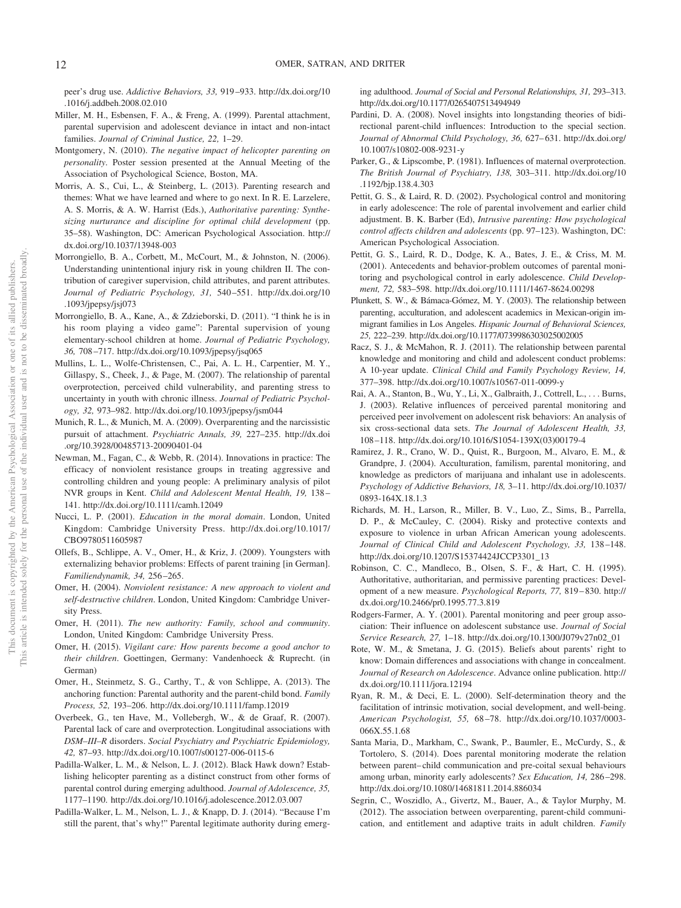peer's drug use. *Addictive Behaviors, 33,* 919–933. http://dx.doi.org/10.1016/j.addbeh.2008.02.010

Miller, M. H., Esbensen, F. A., & Freng, A. (1999). Parental attachment, parental supervision and adolescent deviance in intact and non-intact families. *Journal of Criminal Justice, 22,* 1–29.

Montgomery, N. (2010). *The negative impact of helicopter parenting on personality*. Poster session presented at the Annual Meeting of the Association of Psychological Science, Boston, MA.

Morris, A. S., Cui, L., & Steinberg, L. (2013). Parenting research and themes: What we have learned and where to go next. In R. E. Larzelere, A. S. Morris, & A. W. Harrist (Eds.), *Authoritative parenting: Synthesizing nurturance and discipline for optimal child development* (pp. 35–58). Washington, DC: American Psychological Association. http://dx.doi.org/10.1037/13948-003

Morrongiello, B. A., Corbett, M., McCourt, M., & Johnston, N. (2006). Understanding unintentional injury risk in young children II. The contribution of caregiver supervision, child attributes, and parent attributes. *Journal of Pediatric Psychology, 31,* 540–551. http://dx.doi.org/10.1093/jpepsy/jsj073

Morrongiello, B. A., Kane, A., & Zdzieborski, D. (2011). "I think he is in his room playing a video game": Parental supervision of young elementary-school children at home. *Journal of Pediatric Psychology, 36,* 708–717. http://dx.doi.org/10.1093/jpepsy/jsq065

Mullins, L. L., Wolfe-Christensen, C., Pai, A. L. H., Carpentier, M. Y., Gillaspy, S., Cheek, J., & Page, M. (2007). The relationship of parental overprotection, perceived child vulnerability, and parenting stress to uncertainty in youth with chronic illness. *Journal of Pediatric Psychology, 32,* 973–982. http://dx.doi.org/10.1093/jpepsy/jsm044

Munich, R. L., & Munich, M. A. (2009). Overparenting and the narcissistic pursuit of attachment. *Psychiatric Annals, 39,* 227–235. http://dx.doi.org/10.3928/00485713-20090401-04

Newman, M., Fagan, C., & Webb, R. (2014). Innovations in practice: The efficacy of nonviolent resistance groups in treating aggressive and controlling children and young people: A preliminary analysis of pilot NVR groups in Kent. *Child and Adolescent Mental Health, 19,* 138–141. http://dx.doi.org/10.1111/camh.12049

Nucci, L. P. (2001). *Education in the moral domain*. London, United Kingdom: Cambridge University Press. http://dx.doi.org/10.1017/CBO9780511605987

Ollefs, B., Schlippe, A. V., Omer, H., & Kriz, J. (2009). Youngsters with externalizing behavior problems: Effects of parent training [in German]. *Familiendynamik, 34,* 256–265.

Omer, H. (2004). *Nonviolent resistance: A new approach to violent and self-destructive children*. London, United Kingdom: Cambridge University Press.

Omer, H. (2011). *The new authority: Family, school and community*. London, United Kingdom: Cambridge University Press.

Omer, H. (2015). *Vigilant care: How parents become a good anchor to their children*. Goettingen, Germany: Vandenhoeck & Ruprecht. (in German)

Omer, H., Steinmetz, S. G., Carthy, T., & von Schlippe, A. (2013). The anchoring function: Parental authority and the parent-child bond. *Family Process, 52,* 193–206. http://dx.doi.org/10.1111/famp.12019

Overbeek, G., ten Have, M., Vollebergh, W., & de Graaf, R. (2007). Parental lack of care and overprotection. Longitudinal associations with *DSM–III–R* disorders. *Social Psychiatry and Psychiatric Epidemiology, 42,* 87–93. http://dx.doi.org/10.1007/s00127-006-0115-6

Padilla-Walker, L. M., & Nelson, L. J. (2012). Black Hawk down? Establishing helicopter parenting as a distinct construct from other forms of parental control during emerging adulthood. *Journal of Adolescence, 35,* 1177–1190. http://dx.doi.org/10.1016/j.adolescence.2012.03.007

Padilla-Walker, L. M., Nelson, L. J., & Knapp, D. J. (2014). "Because I'm still the parent, that's why!" Parental legitimate authority during emerging adulthood. *Journal of Social and Personal Relationships, 31,* 293–313. http://dx.doi.org/10.1177/0265407513494949

Pardini, D. A. (2008). Novel insights into longstanding theories of bidirectional parent-child influences: Introduction to the special section. *Journal of Abnormal Child Psychology, 36,* 627–631. http://dx.doi.org/10.1007/s10802-008-9231-y

Parker, G., & Lipscombe, P. (1981). Influences of maternal overprotection. *The British Journal of Psychiatry, 138,* 303–311. http://dx.doi.org/10.1192/bjp.138.4.303

Pettit, G. S., & Laird, R. D. (2002). Psychological control and monitoring in early adolescence: The role of parental involvement and earlier child adjustment. B. K. Barber (Ed), *Intrusive parenting: How psychological control affects children and adolescents* (pp. 97–123). Washington, DC: American Psychological Association.

Pettit, G. S., Laird, R. D., Dodge, K. A., Bates, J. E., & Criss, M. M. (2001). Antecedents and behavior-problem outcomes of parental monitoring and psychological control in early adolescence. *Child Development, 72,* 583–598. http://dx.doi.org/10.1111/1467-8624.00298

Plunkett, S. W., & Bámaca-Gómez, M. Y. (2003). The relationship between parenting, acculturation, and adolescent academics in Mexican-origin immigrant families in Los Angeles. *Hispanic Journal of Behavioral Sciences, 25,* 222–239. http://dx.doi.org/10.1177/0739986303025002005

Racz, S. J., & McMahon, R. J. (2011). The relationship between parental knowledge and monitoring and child and adolescent conduct problems: A 10-year update. *Clinical Child and Family Psychology Review, 14,* 377–398. http://dx.doi.org/10.1007/s10567-011-0099-y

Rai, A. A., Stanton, B., Wu, Y., Li, X., Galbraith, J., Cottrell, L., . . . Burns, J. (2003). Relative influences of perceived parental monitoring and perceived peer involvement on adolescent risk behaviors: An analysis of six cross-sectional data sets. *The Journal of Adolescent Health, 33,* 108–118. http://dx.doi.org/10.1016/S1054-139X(03)00179-4

Ramirez, J. R., Crano, W. D., Quist, R., Burgoon, M., Alvaro, E. M., & Grandpre, J. (2004). Acculturation, familism, parental monitoring, and knowledge as predictors of marijuana and inhalant use in adolescents. *Psychology of Addictive Behaviors, 18,* 3–11. http://dx.doi.org/10.1037/0893-164X.18.1.3

Richards, M. H., Larson, R., Miller, B. V., Luo, Z., Sims, B., Parrella, D. P., & McCauley, C. (2004). Risky and protective contexts and exposure to violence in urban African American young adolescents. *Journal of Clinical Child and Adolescent Psychology, 33,* 138–148. http://dx.doi.org/10.1207/S15374424JCCP3301_13

Robinson, C. C., Mandleco, B., Olsen, S. F., & Hart, C. H. (1995). Authoritative, authoritarian, and permissive parenting practices: Development of a new measure. *Psychological Reports, 77,* 819–830. http://dx.doi.org/10.2466/pr0.1995.77.3.819

Rodgers-Farmer, A. Y. (2001). Parental monitoring and peer group association: Their influence on adolescent substance use. *Journal of Social Service Research, 27,* 1–18. http://dx.doi.org/10.1300/J079v27n02_01

Rote, W. M., & Smetana, J. G. (2015). Beliefs about parents' right to know: Domain differences and associations with change in concealment. *Journal of Research on Adolescence*. Advance online publication. http://dx.doi.org/10.1111/jora.12194

Ryan, R. M., & Deci, E. L. (2000). Self-determination theory and the facilitation of intrinsic motivation, social development, and well-being. *American Psychologist, 55,* 68–78. http://dx.doi.org/10.1037/0003-066X.55.1.68

Santa Maria, D., Markham, C., Swank, P., Baumler, E., McCurdy, S., & Tortolero, S. (2014). Does parental monitoring moderate the relation between parent–child communication and pre-coital sexual behaviours among urban, minority early adolescents? *Sex Education, 14,* 286–298. http://dx.doi.org/10.1080/14681811.2014.886034

Segrin, C., Woszidlo, A., Givertz, M., Bauer, A., & Taylor Murphy, M. (2012). The association between overparenting, parent-child communication, and entitlement and adaptive traits in adult children. *Family*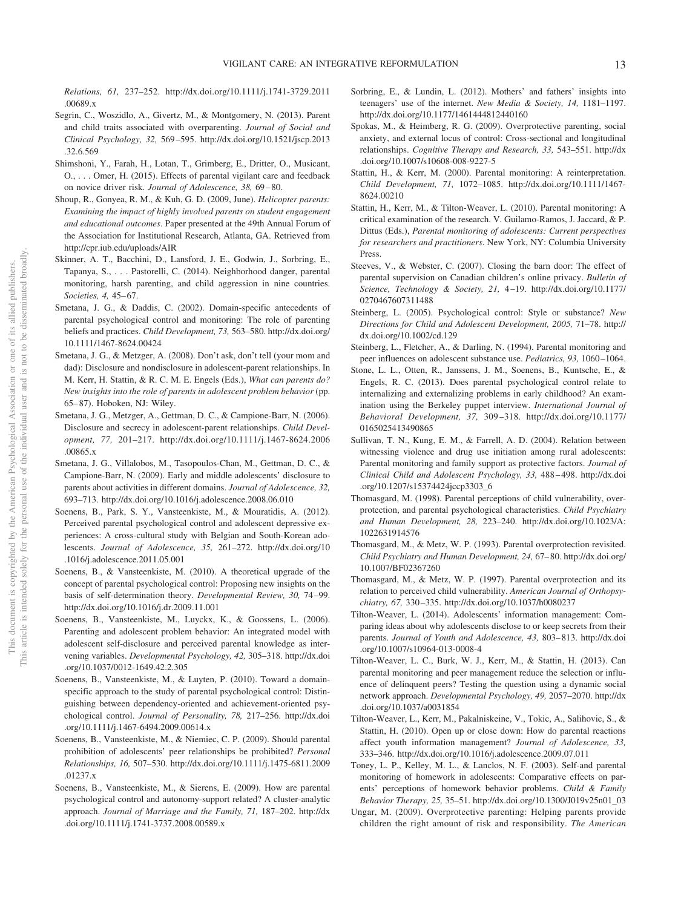*Relations, 61,* 237–252. http://dx.doi.org/10.1111/j.1741-3729.2011.00689.x

Segrin, C., Woszidlo, A., Givertz, M., & Montgomery, N. (2013). Parent and child traits associated with overparenting. *Journal of Social and Clinical Psychology, 32,* 569–595. http://dx.doi.org/10.1521/jscp.2013.32.6.569

Shimshoni, Y., Farah, H., Lotan, T., Grimberg, E., Dritter, O., Musicant, O., . . . Omer, H. (2015). Effects of parental vigilant care and feedback on novice driver risk. *Journal of Adolescence, 38,* 69–80.

Shoup, R., Gonyea, R. M., & Kuh, G. D. (2009, June). *Helicopter parents: Examining the impact of highly involved parents on student engagement and educational outcomes*. Paper presented at the 49th Annual Forum of the Association for Institutional Research, Atlanta, GA. Retrieved from http://cpr.iub.edu/uploads/AIR

Skinner, A. T., Bacchini, D., Lansford, J. E., Godwin, J., Sorbring, E., Tapanya, S., . . . Pastorelli, C. (2014). Neighborhood danger, parental monitoring, harsh parenting, and child aggression in nine countries. *Societies, 4,* 45–67.

Smetana, J. G., & Daddis, C. (2002). Domain-specific antecedents of parental psychological control and monitoring: The role of parenting beliefs and practices. *Child Development, 73,* 563–580. http://dx.doi.org/10.1111/1467-8624.00424

Smetana, J. G., & Metzger, A. (2008). Don't ask, don't tell (your mom and dad): Disclosure and nondisclosure in adolescent-parent relationships. In M. Kerr, H. Stattin, & R. C. M. E. Engels (Eds.), *What can parents do? New insights into the role of parents in adolescent problem behavior* (pp. 65–87). Hoboken, NJ: Wiley.

Smetana, J. G., Metzger, A., Gettman, D. C., & Campione-Barr, N. (2006). Disclosure and secrecy in adolescent-parent relationships. *Child Development, 77,* 201–217. http://dx.doi.org/10.1111/j.1467-8624.2006.00865.x

Smetana, J. G., Villalobos, M., Tasopoulos-Chan, M., Gettman, D. C., & Campione-Barr, N. (2009). Early and middle adolescents' disclosure to parents about activities in different domains. *Journal of Adolescence, 32,* 693–713. http://dx.doi.org/10.1016/j.adolescence.2008.06.010

Soenens, B., Park, S. Y., Vansteenkiste, M., & Mouratidis, A. (2012). Perceived parental psychological control and adolescent depressive experiences: A cross-cultural study with Belgian and South-Korean adolescents. *Journal of Adolescence, 35,* 261–272. http://dx.doi.org/10.1016/j.adolescence.2011.05.001

Soenens, B., & Vansteenkiste, M. (2010). A theoretical upgrade of the concept of parental psychological control: Proposing new insights on the basis of self-determination theory. *Developmental Review, 30,* 74–99. http://dx.doi.org/10.1016/j.dr.2009.11.001

Soenens, B., Vansteenkiste, M., Luyckx, K., & Goossens, L. (2006). Parenting and adolescent problem behavior: An integrated model with adolescent self-disclosure and perceived parental knowledge as intervening variables. *Developmental Psychology, 42,* 305–318. http://dx.doi.org/10.1037/0012-1649.42.2.305

Soenens, B., Vansteenkiste, M., & Luyten, P. (2010). Toward a domain-specific approach to the study of parental psychological control: Distinguishing between dependency-oriented and achievement-oriented psychological control. *Journal of Personality, 78,* 217–256. http://dx.doi.org/10.1111/j.1467-6494.2009.00614.x

Soenens, B., Vansteenkiste, M., & Niemiec, C. P. (2009). Should parental prohibition of adolescents' peer relationships be prohibited? *Personal Relationships, 16,* 507–530. http://dx.doi.org/10.1111/j.1475-6811.2009.01237.x

Soenens, B., Vansteenkiste, M., & Sierens, E. (2009). How are parental psychological control and autonomy-support related? A cluster-analytic approach. *Journal of Marriage and the Family, 71,* 187–202. http://dx.doi.org/10.1111/j.1741-3737.2008.00589.x

Sorbring, E., & Lundin, L. (2012). Mothers' and fathers' insights into teenagers' use of the internet. *New Media & Society, 14,* 1181–1197. http://dx.doi.org/10.1177/1461444812440160

Spokas, M., & Heimberg, R. G. (2009). Overprotective parenting, social anxiety, and external locus of control: Cross-sectional and longitudinal relationships. *Cognitive Therapy and Research, 33,* 543–551. http://dx.doi.org/10.1007/s10608-008-9227-5

Stattin, H., & Kerr, M. (2000). Parental monitoring: A reinterpretation. *Child Development, 71,* 1072–1085. http://dx.doi.org/10.1111/1467-8624.00210

Stattin, H., Kerr, M., & Tilton-Weaver, L. (2010). Parental monitoring: A critical examination of the research. V. Guilamo-Ramos, J. Jaccard, & P. Dittus (Eds.), *Parental monitoring of adolescents: Current perspectives for researchers and practitioners*. New York, NY: Columbia University Press.

Steeves, V., & Webster, C. (2007). Closing the barn door: The effect of parental supervision on Canadian children's online privacy. *Bulletin of Science, Technology & Society, 21,* 4–19. http://dx.doi.org/10.1177/0270467607311488

Steinberg, L. (2005). Psychological control: Style or substance? *New Directions for Child and Adolescent Development, 2005,* 71–78. http://dx.doi.org/10.1002/cd.129

Steinberg, L., Fletcher, A., & Darling, N. (1994). Parental monitoring and peer influences on adolescent substance use. *Pediatrics, 93,* 1060–1064.

Stone, L. L., Otten, R., Janssens, J. M., Soenens, B., Kuntsche, E., & Engels, R. C. (2013). Does parental psychological control relate to internalizing and externalizing problems in early childhood? An examination using the Berkeley puppet interview. *International Journal of Behavioral Development, 37,* 309–318. http://dx.doi.org/10.1177/0165025413490865

Sullivan, T. N., Kung, E. M., & Farrell, A. D. (2004). Relation between witnessing violence and drug use initiation among rural adolescents: Parental monitoring and family support as protective factors. *Journal of Clinical Child and Adolescent Psychology, 33,* 488–498. http://dx.doi.org/10.1207/s15374424jccp3303_6

Thomasgard, M. (1998). Parental perceptions of child vulnerability, overprotection, and parental psychological characteristics. *Child Psychiatry and Human Development, 28,* 223–240. http://dx.doi.org/10.1023/A:1022631914576

Thomasgard, M., & Metz, W. P. (1993). Parental overprotection revisited. *Child Psychiatry and Human Development, 24,* 67–80. http://dx.doi.org/10.1007/BF02367260

Thomasgard, M., & Metz, W. P. (1997). Parental overprotection and its relation to perceived child vulnerability. *American Journal of Orthopsychiatry, 67,* 330–335. http://dx.doi.org/10.1037/h0080237

Tilton-Weaver, L. (2014). Adolescents' information management: Comparing ideas about why adolescents disclose to or keep secrets from their parents. *Journal of Youth and Adolescence, 43,* 803–813. http://dx.doi.org/10.1007/s10964-013-0008-4

Tilton-Weaver, L. C., Burk, W. J., Kerr, M., & Stattin, H. (2013). Can parental monitoring and peer management reduce the selection or influence of delinquent peers? Testing the question using a dynamic social network approach. *Developmental Psychology, 49,* 2057–2070. http://dx.doi.org/10.1037/a0031854

Tilton-Weaver, L., Kerr, M., Pakalniskeine, V., Tokic, A., Salihovic, S., & Stattin, H. (2010). Open up or close down: How do parental reactions affect youth information management? *Journal of Adolescence, 33,* 333–346. http://dx.doi.org/10.1016/j.adolescence.2009.07.011

Toney, L. P., Kelley, M. L., & Lanclos, N. F. (2003). Self-and parental monitoring of homework in adolescents: Comparative effects on parents' perceptions of homework behavior problems. *Child & Family Behavior Therapy, 25,* 35–51. http://dx.doi.org/10.1300/J019v25n01_03

Ungar, M. (2009). Overprotective parenting: Helping parents provide children the right amount of risk and responsibility. *The American*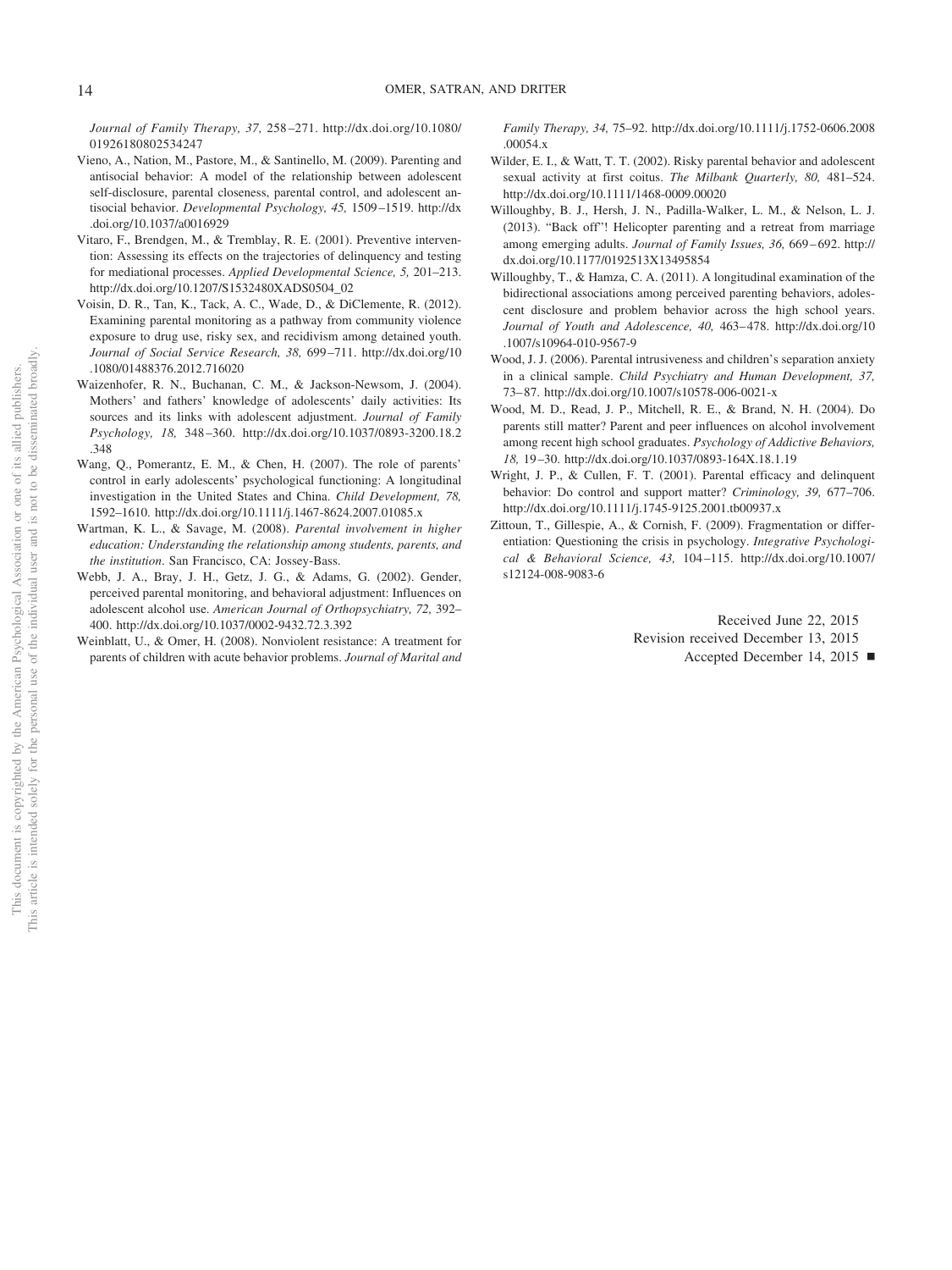*Journal of Family Therapy, 37,* 258–271. http://dx.doi.org/10.1080/01926180802534247

Vieno, A., Nation, M., Pastore, M., & Santinello, M. (2009). Parenting and antisocial behavior: A model of the relationship between adolescent self-disclosure, parental closeness, parental control, and adolescent antisocial behavior. *Developmental Psychology, 45,* 1509–1519. http://dx.doi.org/10.1037/a0016929

Vitaro, F., Brendgen, M., & Tremblay, R. E. (2001). Preventive intervention: Assessing its effects on the trajectories of delinquency and testing for mediational processes. *Applied Developmental Science, 5,* 201–213. http://dx.doi.org/10.1207/S1532480XADS0504_02

Voisin, D. R., Tan, K., Tack, A. C., Wade, D., & DiClemente, R. (2012). Examining parental monitoring as a pathway from community violence exposure to drug use, risky sex, and recidivism among detained youth. *Journal of Social Service Research, 38,* 699–711. http://dx.doi.org/10.1080/01488376.2012.716020

Waizenhofer, R. N., Buchanan, C. M., & Jackson-Newsom, J. (2004). Mothers' and fathers' knowledge of adolescents' daily activities: Its sources and its links with adolescent adjustment. *Journal of Family Psychology, 18,* 348–360. http://dx.doi.org/10.1037/0893-3200.18.2.348

Wang, Q., Pomerantz, E. M., & Chen, H. (2007). The role of parents' control in early adolescents' psychological functioning: A longitudinal investigation in the United States and China. *Child Development, 78,* 1592–1610. http://dx.doi.org/10.1111/j.1467-8624.2007.01085.x

Wartman, K. L., & Savage, M. (2008). *Parental involvement in higher education: Understanding the relationship among students, parents, and the institution*. San Francisco, CA: Jossey-Bass.

Webb, J. A., Bray, J. H., Getz, J. G., & Adams, G. (2002). Gender, perceived parental monitoring, and behavioral adjustment: Influences on adolescent alcohol use. *American Journal of Orthopsychiatry, 72,* 392–400. http://dx.doi.org/10.1037/0002-9432.72.3.392

Weinblatt, U., & Omer, H. (2008). Nonviolent resistance: A treatment for parents of children with acute behavior problems. *Journal of Marital and Family Therapy, 34,* 75–92. http://dx.doi.org/10.1111/j.1752-0606.2008.00054.x

Wilder, E. I., & Watt, T. T. (2002). Risky parental behavior and adolescent sexual activity at first coitus. *The Milbank Quarterly, 80,* 481–524. http://dx.doi.org/10.1111/1468-0009.00020

Willoughby, B. J., Hersh, J. N., Padilla-Walker, L. M., & Nelson, L. J. (2013). "Back off"! Helicopter parenting and a retreat from marriage among emerging adults. *Journal of Family Issues, 36,* 669–692. http://dx.doi.org/10.1177/0192513X13495854

Willoughby, T., & Hamza, C. A. (2011). A longitudinal examination of the bidirectional associations among perceived parenting behaviors, adolescent disclosure and problem behavior across the high school years. *Journal of Youth and Adolescence, 40,* 463–478. http://dx.doi.org/10.1007/s10964-010-9567-9

Wood, J. J. (2006). Parental intrusiveness and children's separation anxiety in a clinical sample. *Child Psychiatry and Human Development, 37,* 73–87. http://dx.doi.org/10.1007/s10578-006-0021-x

Wood, M. D., Read, J. P., Mitchell, R. E., & Brand, N. H. (2004). Do parents still matter? Parent and peer influences on alcohol involvement among recent high school graduates. *Psychology of Addictive Behaviors, 18,* 19–30. http://dx.doi.org/10.1037/0893-164X.18.1.19

Wright, J. P., & Cullen, F. T. (2001). Parental efficacy and delinquent behavior: Do control and support matter? *Criminology, 39,* 677–706. http://dx.doi.org/10.1111/j.1745-9125.2001.tb00937.x

Zittoun, T., Gillespie, A., & Cornish, F. (2009). Fragmentation or differentiation: Questioning the crisis in psychology. *Integrative Psychological & Behavioral Science, 43,* 104–115. http://dx.doi.org/10.1007/s12124-008-9083-6

Received June 22, 2015
Revision received December 13, 2015
Accepted December 14, 2015 ■